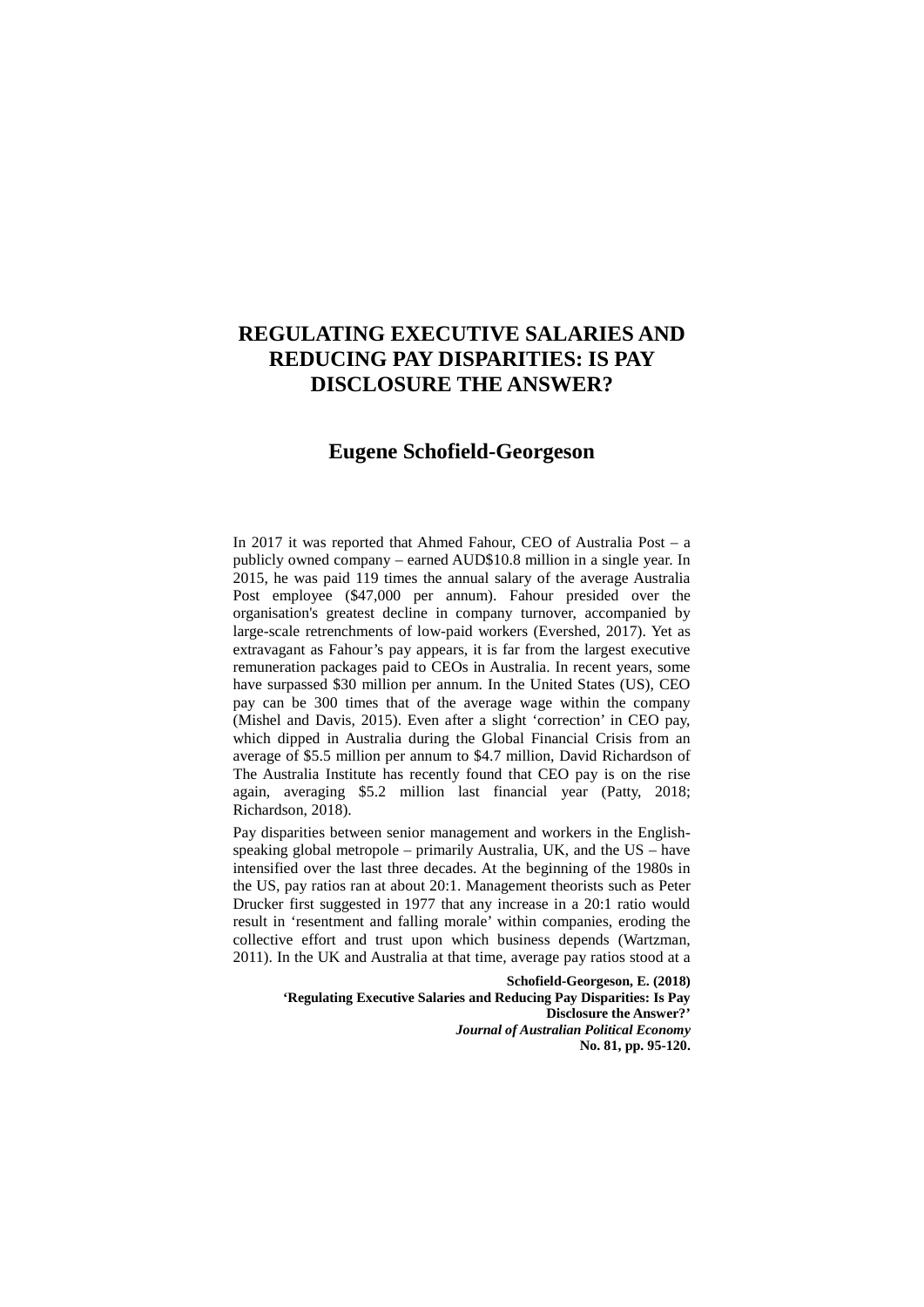# REGULATING EXECUTIVE SALARIES AND REDUCING PAY DISPARITIES: IS PAY DISCLOSURE THE ANSWER?

## Eugene Schofield-Georgeson

In 2017 it was reported that Ahmed Fahour, CEO of Australia Post – a publicly owned company – earned AUD$10.8 million in a single year. In 2015, he was paid 119 times the annual salary of the average Australia Post employee ($47,000 per annum). Fahour presided over the organisation's greatest decline in company turnover, accompanied by large-scale retrenchments of low-paid workers (Evershed, 2017). Yet as extravagant as Fahour's pay appears, it is far from the largest executive remuneration packages paid to CEOs in Australia. In recent years, some have surpassed $30 million per annum. In the United States (US), CEO pay can be 300 times that of the average wage within the company (Mishel and Davis, 2015). Even after a slight 'correction' in CEO pay, which dipped in Australia during the Global Financial Crisis from an average of $5.5 million per annum to $4.7 million, David Richardson of The Australia Institute has recently found that CEO pay is on the rise again, averaging $5.2 million last financial year (Patty, 2018; Richardson, 2018).

Pay disparities between senior management and workers in the English-speaking global metropole – primarily Australia, UK, and the US – have intensified over the last three decades. At the beginning of the 1980s in the US, pay ratios ran at about 20:1. Management theorists such as Peter Drucker first suggested in 1977 that any increase in a 20:1 ratio would result in 'resentment and falling morale' within companies, eroding the collective effort and trust upon which business depends (Wartzman, 2011). In the UK and Australia at that time, average pay ratios stood at a

**Schofield-Georgeson, E. (2018)**
**'Regulating Executive Salaries and Reducing Pay Disparities: Is Pay Disclosure the Answer?'**
***Journal of Australian Political Economy***
**No. 81, pp. 95-120.**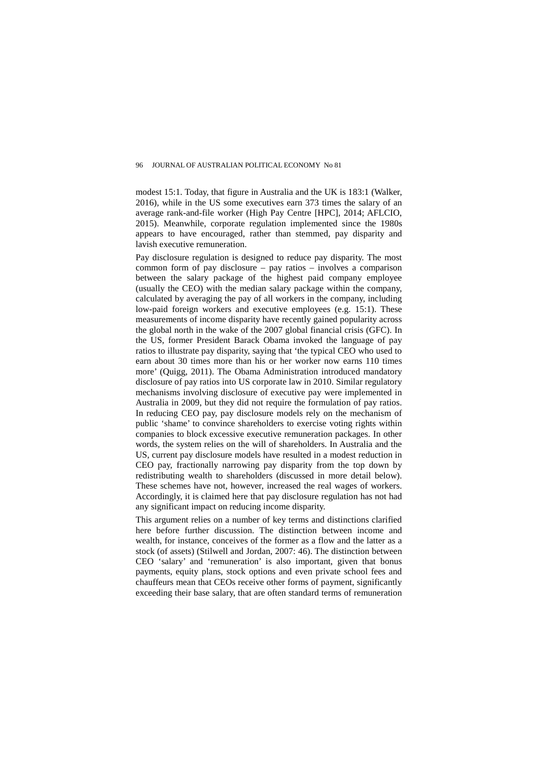modest 15:1. Today, that figure in Australia and the UK is 183:1 (Walker, 2016), while in the US some executives earn 373 times the salary of an average rank-and-file worker (High Pay Centre [HPC], 2014; AFLCIO, 2015). Meanwhile, corporate regulation implemented since the 1980s appears to have encouraged, rather than stemmed, pay disparity and lavish executive remuneration.

Pay disclosure regulation is designed to reduce pay disparity. The most common form of pay disclosure – pay ratios – involves a comparison between the salary package of the highest paid company employee (usually the CEO) with the median salary package within the company, calculated by averaging the pay of all workers in the company, including low-paid foreign workers and executive employees (e.g. 15:1). These measurements of income disparity have recently gained popularity across the global north in the wake of the 2007 global financial crisis (GFC). In the US, former President Barack Obama invoked the language of pay ratios to illustrate pay disparity, saying that 'the typical CEO who used to earn about 30 times more than his or her worker now earns 110 times more' (Quigg, 2011). The Obama Administration introduced mandatory disclosure of pay ratios into US corporate law in 2010. Similar regulatory mechanisms involving disclosure of executive pay were implemented in Australia in 2009, but they did not require the formulation of pay ratios. In reducing CEO pay, pay disclosure models rely on the mechanism of public 'shame' to convince shareholders to exercise voting rights within companies to block excessive executive remuneration packages. In other words, the system relies on the will of shareholders. In Australia and the US, current pay disclosure models have resulted in a modest reduction in CEO pay, fractionally narrowing pay disparity from the top down by redistributing wealth to shareholders (discussed in more detail below). These schemes have not, however, increased the real wages of workers. Accordingly, it is claimed here that pay disclosure regulation has not had any significant impact on reducing income disparity.

This argument relies on a number of key terms and distinctions clarified here before further discussion. The distinction between income and wealth, for instance, conceives of the former as a flow and the latter as a stock (of assets) (Stilwell and Jordan, 2007: 46). The distinction between CEO 'salary' and 'remuneration' is also important, given that bonus payments, equity plans, stock options and even private school fees and chauffeurs mean that CEOs receive other forms of payment, significantly exceeding their base salary, that are often standard terms of remuneration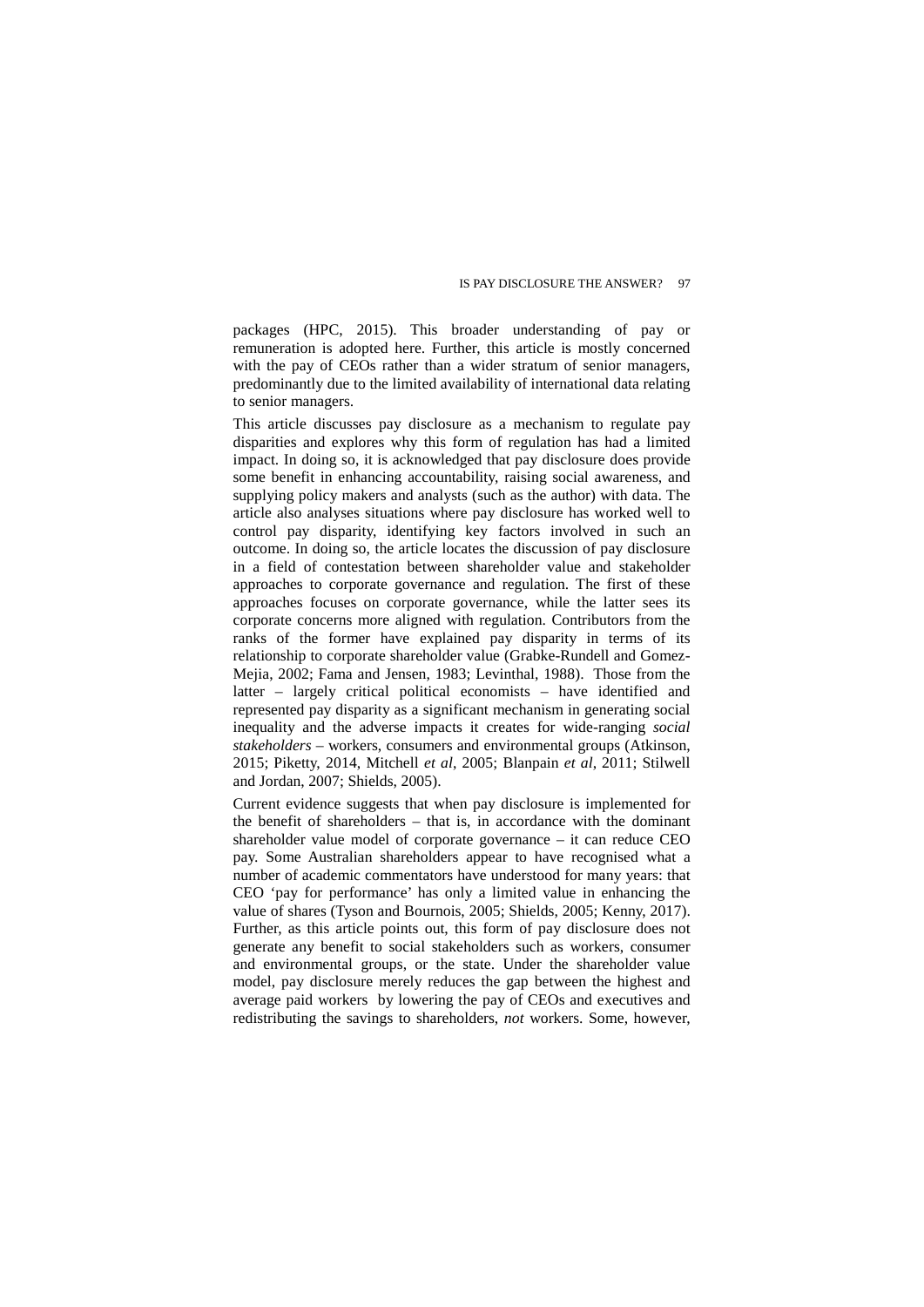packages (HPC, 2015). This broader understanding of pay or remuneration is adopted here. Further, this article is mostly concerned with the pay of CEOs rather than a wider stratum of senior managers, predominantly due to the limited availability of international data relating to senior managers.

This article discusses pay disclosure as a mechanism to regulate pay disparities and explores why this form of regulation has had a limited impact. In doing so, it is acknowledged that pay disclosure does provide some benefit in enhancing accountability, raising social awareness, and supplying policy makers and analysts (such as the author) with data. The article also analyses situations where pay disclosure has worked well to control pay disparity, identifying key factors involved in such an outcome. In doing so, the article locates the discussion of pay disclosure in a field of contestation between shareholder value and stakeholder approaches to corporate governance and regulation. The first of these approaches focuses on corporate governance, while the latter sees its corporate concerns more aligned with regulation. Contributors from the ranks of the former have explained pay disparity in terms of its relationship to corporate shareholder value (Grabke-Rundell and Gomez-Mejia, 2002; Fama and Jensen, 1983; Levinthal, 1988). Those from the latter – largely critical political economists – have identified and represented pay disparity as a significant mechanism in generating social inequality and the adverse impacts it creates for wide-ranging *social stakeholders* – workers, consumers and environmental groups (Atkinson, 2015; Piketty, 2014, Mitchell *et al*, 2005; Blanpain *et al*, 2011; Stilwell and Jordan, 2007; Shields, 2005).

Current evidence suggests that when pay disclosure is implemented for the benefit of shareholders – that is, in accordance with the dominant shareholder value model of corporate governance – it can reduce CEO pay. Some Australian shareholders appear to have recognised what a number of academic commentators have understood for many years: that CEO 'pay for performance' has only a limited value in enhancing the value of shares (Tyson and Bournois, 2005; Shields, 2005; Kenny, 2017). Further, as this article points out, this form of pay disclosure does not generate any benefit to social stakeholders such as workers, consumer and environmental groups, or the state. Under the shareholder value model, pay disclosure merely reduces the gap between the highest and average paid workers by lowering the pay of CEOs and executives and redistributing the savings to shareholders, *not* workers. Some, however,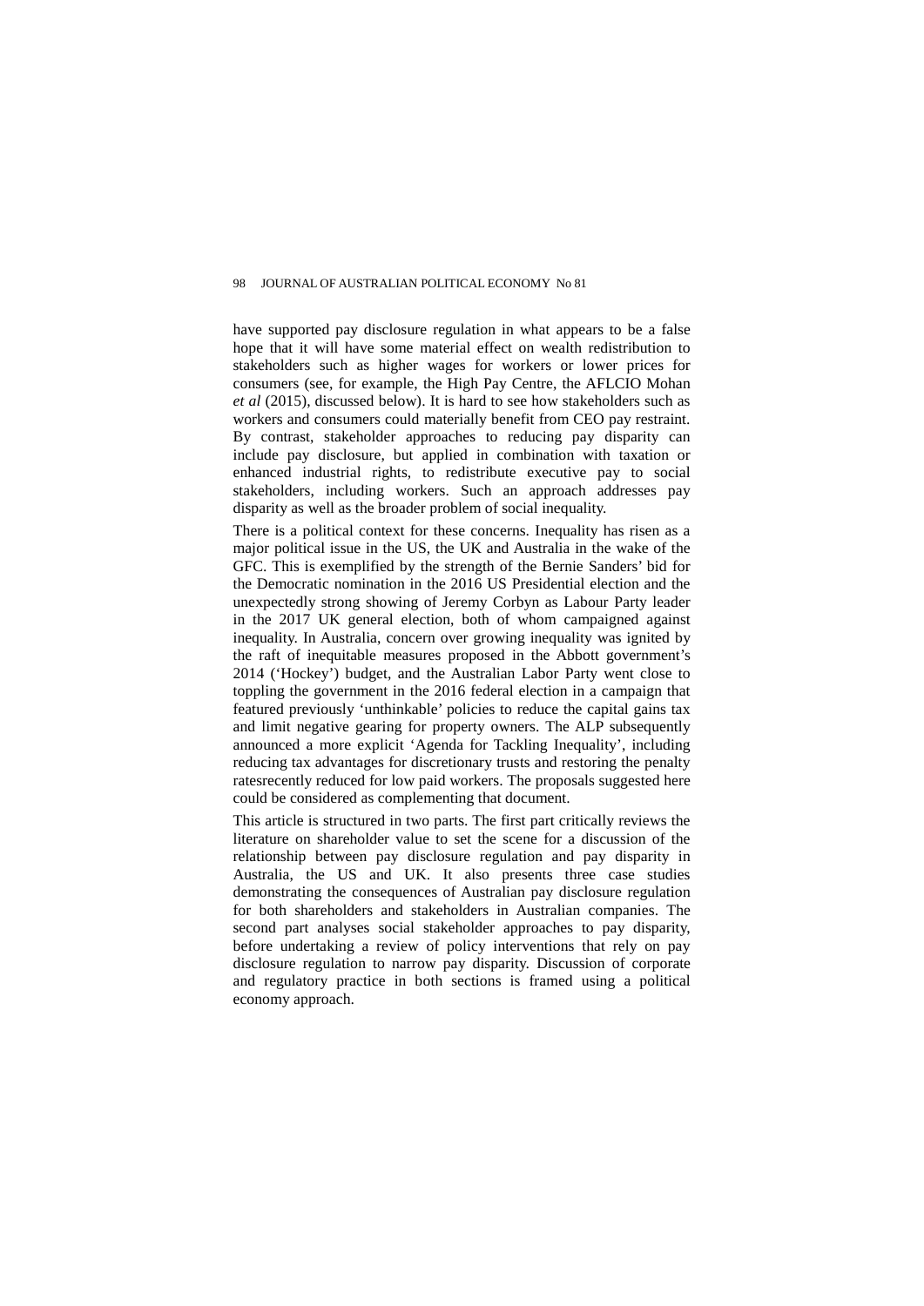have supported pay disclosure regulation in what appears to be a false hope that it will have some material effect on wealth redistribution to stakeholders such as higher wages for workers or lower prices for consumers (see, for example, the High Pay Centre, the AFLCIO Mohan *et al* (2015), discussed below). It is hard to see how stakeholders such as workers and consumers could materially benefit from CEO pay restraint. By contrast, stakeholder approaches to reducing pay disparity can include pay disclosure, but applied in combination with taxation or enhanced industrial rights, to redistribute executive pay to social stakeholders, including workers. Such an approach addresses pay disparity as well as the broader problem of social inequality.

There is a political context for these concerns. Inequality has risen as a major political issue in the US, the UK and Australia in the wake of the GFC. This is exemplified by the strength of the Bernie Sanders' bid for the Democratic nomination in the 2016 US Presidential election and the unexpectedly strong showing of Jeremy Corbyn as Labour Party leader in the 2017 UK general election, both of whom campaigned against inequality. In Australia, concern over growing inequality was ignited by the raft of inequitable measures proposed in the Abbott government's 2014 ('Hockey') budget, and the Australian Labor Party went close to toppling the government in the 2016 federal election in a campaign that featured previously 'unthinkable' policies to reduce the capital gains tax and limit negative gearing for property owners. The ALP subsequently announced a more explicit 'Agenda for Tackling Inequality', including reducing tax advantages for discretionary trusts and restoring the penalty ratesrecently reduced for low paid workers. The proposals suggested here could be considered as complementing that document.

This article is structured in two parts. The first part critically reviews the literature on shareholder value to set the scene for a discussion of the relationship between pay disclosure regulation and pay disparity in Australia, the US and UK. It also presents three case studies demonstrating the consequences of Australian pay disclosure regulation for both shareholders and stakeholders in Australian companies. The second part analyses social stakeholder approaches to pay disparity, before undertaking a review of policy interventions that rely on pay disclosure regulation to narrow pay disparity. Discussion of corporate and regulatory practice in both sections is framed using a political economy approach.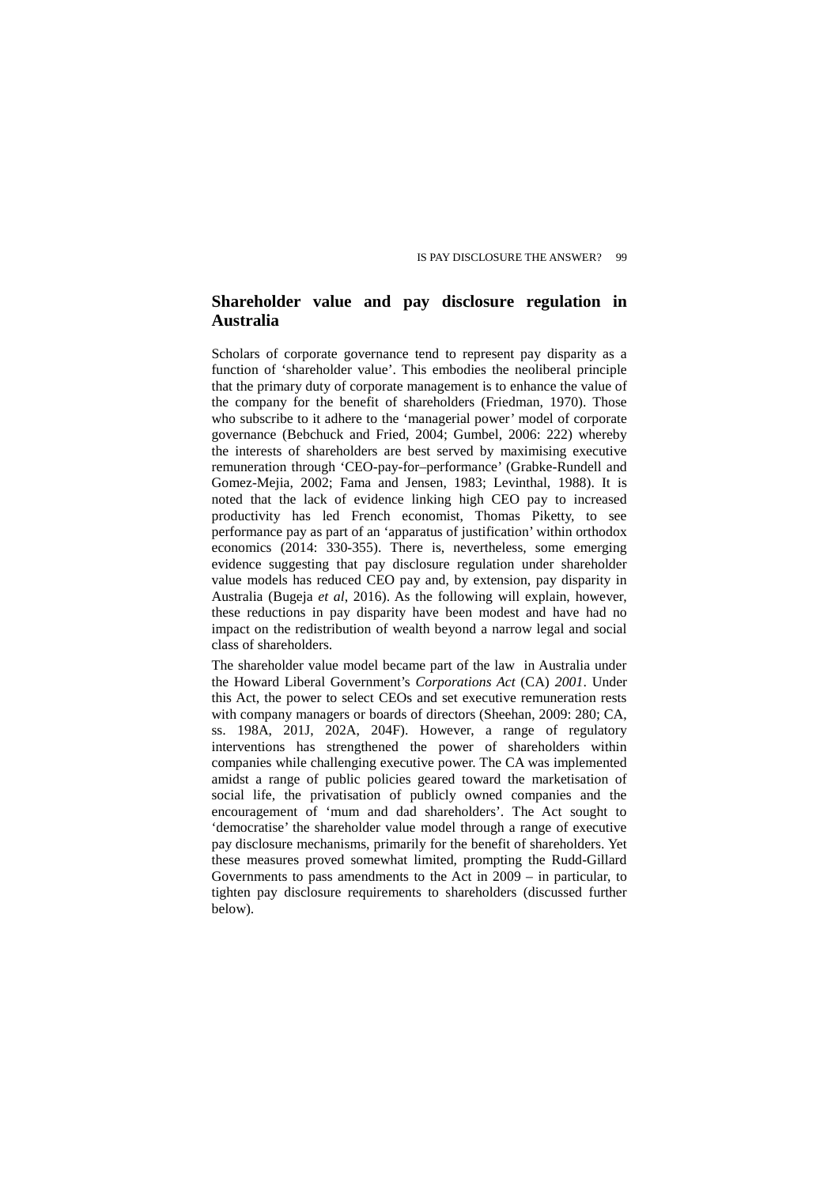## Shareholder value and pay disclosure regulation in Australia

Scholars of corporate governance tend to represent pay disparity as a function of 'shareholder value'. This embodies the neoliberal principle that the primary duty of corporate management is to enhance the value of the company for the benefit of shareholders (Friedman, 1970). Those who subscribe to it adhere to the 'managerial power' model of corporate governance (Bebchuck and Fried, 2004; Gumbel, 2006: 222) whereby the interests of shareholders are best served by maximising executive remuneration through 'CEO-pay-for–performance' (Grabke-Rundell and Gomez-Mejia, 2002; Fama and Jensen, 1983; Levinthal, 1988). It is noted that the lack of evidence linking high CEO pay to increased productivity has led French economist, Thomas Piketty, to see performance pay as part of an 'apparatus of justification' within orthodox economics (2014: 330-355). There is, nevertheless, some emerging evidence suggesting that pay disclosure regulation under shareholder value models has reduced CEO pay and, by extension, pay disparity in Australia (Bugeja *et al*, 2016). As the following will explain, however, these reductions in pay disparity have been modest and have had no impact on the redistribution of wealth beyond a narrow legal and social class of shareholders.

The shareholder value model became part of the law in Australia under the Howard Liberal Government's *Corporations Act* (CA) *2001*. Under this Act, the power to select CEOs and set executive remuneration rests with company managers or boards of directors (Sheehan, 2009: 280; CA, ss. 198A, 201J, 202A, 204F). However, a range of regulatory interventions has strengthened the power of shareholders within companies while challenging executive power. The CA was implemented amidst a range of public policies geared toward the marketisation of social life, the privatisation of publicly owned companies and the encouragement of 'mum and dad shareholders'. The Act sought to 'democratise' the shareholder value model through a range of executive pay disclosure mechanisms, primarily for the benefit of shareholders. Yet these measures proved somewhat limited, prompting the Rudd-Gillard Governments to pass amendments to the Act in 2009 – in particular, to tighten pay disclosure requirements to shareholders (discussed further below).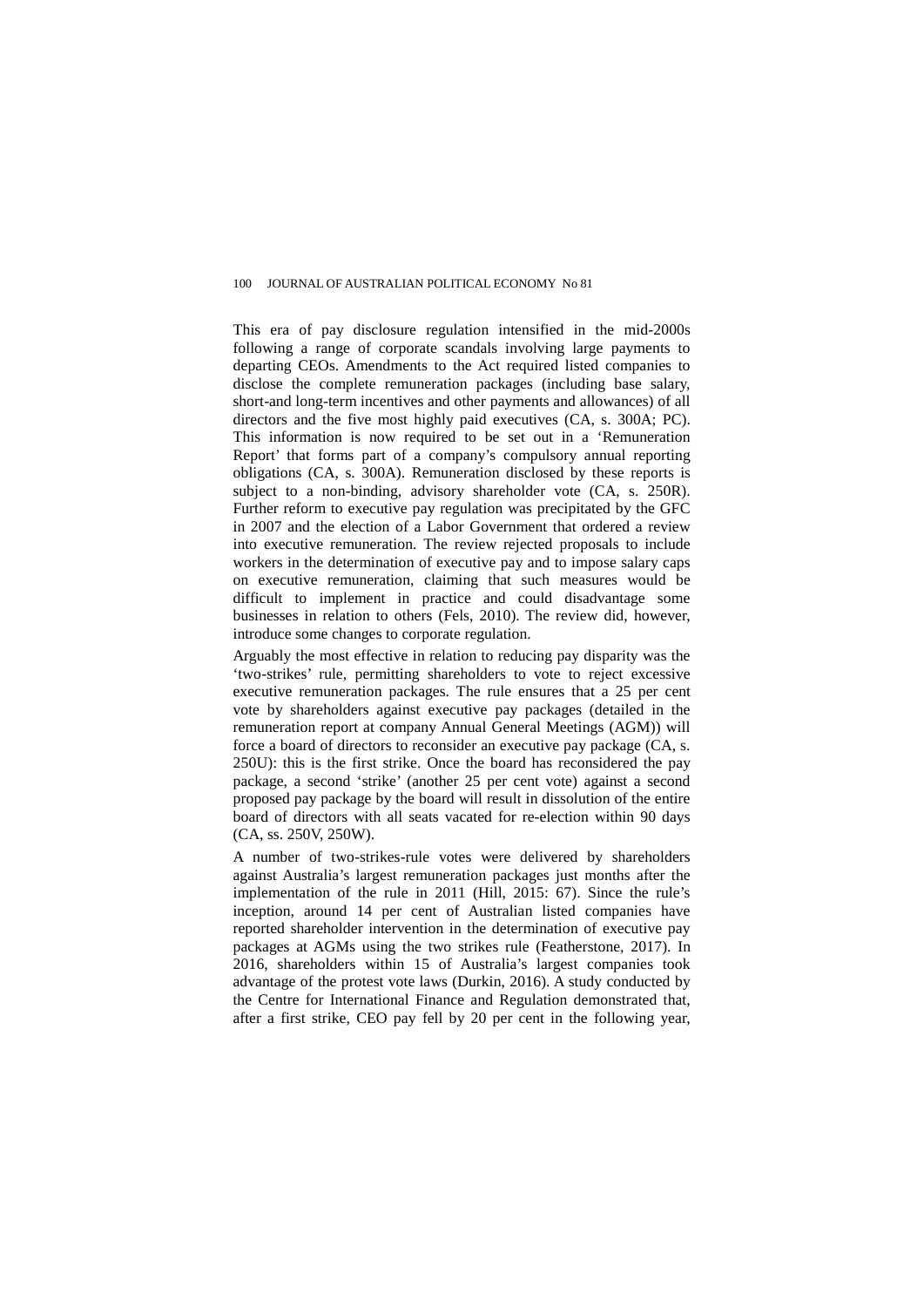This era of pay disclosure regulation intensified in the mid-2000s following a range of corporate scandals involving large payments to departing CEOs. Amendments to the Act required listed companies to disclose the complete remuneration packages (including base salary, short-and long-term incentives and other payments and allowances) of all directors and the five most highly paid executives (CA, s. 300A; PC). This information is now required to be set out in a 'Remuneration Report' that forms part of a company's compulsory annual reporting obligations (CA, s. 300A). Remuneration disclosed by these reports is subject to a non-binding, advisory shareholder vote (CA, s. 250R). Further reform to executive pay regulation was precipitated by the GFC in 2007 and the election of a Labor Government that ordered a review into executive remuneration. The review rejected proposals to include workers in the determination of executive pay and to impose salary caps on executive remuneration, claiming that such measures would be difficult to implement in practice and could disadvantage some businesses in relation to others (Fels, 2010). The review did, however, introduce some changes to corporate regulation.

Arguably the most effective in relation to reducing pay disparity was the 'two-strikes' rule, permitting shareholders to vote to reject excessive executive remuneration packages. The rule ensures that a 25 per cent vote by shareholders against executive pay packages (detailed in the remuneration report at company Annual General Meetings (AGM)) will force a board of directors to reconsider an executive pay package (CA, s. 250U): this is the first strike. Once the board has reconsidered the pay package, a second 'strike' (another 25 per cent vote) against a second proposed pay package by the board will result in dissolution of the entire board of directors with all seats vacated for re-election within 90 days (CA, ss. 250V, 250W).

A number of two-strikes-rule votes were delivered by shareholders against Australia's largest remuneration packages just months after the implementation of the rule in 2011 (Hill, 2015: 67). Since the rule's inception, around 14 per cent of Australian listed companies have reported shareholder intervention in the determination of executive pay packages at AGMs using the two strikes rule (Featherstone, 2017). In 2016, shareholders within 15 of Australia's largest companies took advantage of the protest vote laws (Durkin, 2016). A study conducted by the Centre for International Finance and Regulation demonstrated that, after a first strike, CEO pay fell by 20 per cent in the following year,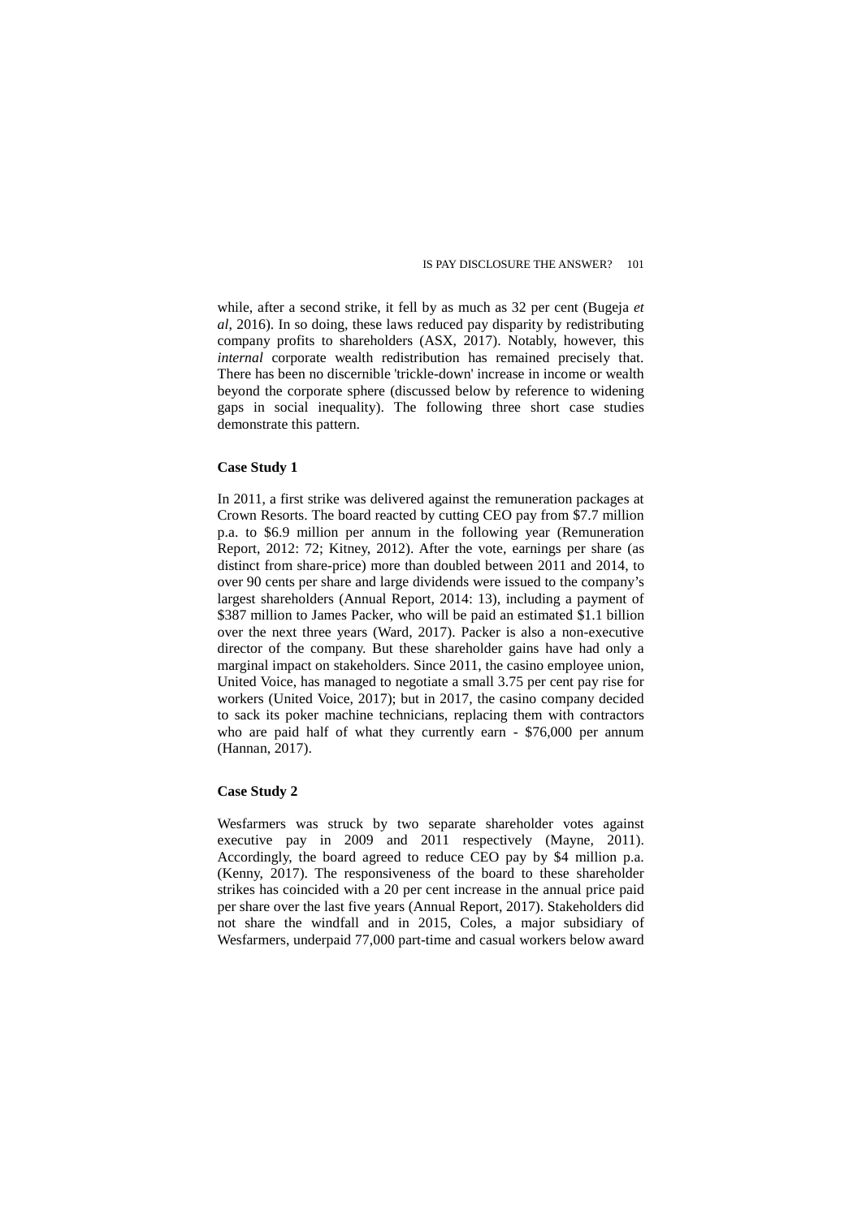while, after a second strike, it fell by as much as 32 per cent (Bugeja *et al*, 2016). In so doing, these laws reduced pay disparity by redistributing company profits to shareholders (ASX, 2017). Notably, however, this *internal* corporate wealth redistribution has remained precisely that. There has been no discernible 'trickle-down' increase in income or wealth beyond the corporate sphere (discussed below by reference to widening gaps in social inequality). The following three short case studies demonstrate this pattern.

**Case Study 1**

In 2011, a first strike was delivered against the remuneration packages at Crown Resorts. The board reacted by cutting CEO pay from $7.7 million p.a. to $6.9 million per annum in the following year (Remuneration Report, 2012: 72; Kitney, 2012). After the vote, earnings per share (as distinct from share-price) more than doubled between 2011 and 2014, to over 90 cents per share and large dividends were issued to the company's largest shareholders (Annual Report, 2014: 13), including a payment of $387 million to James Packer, who will be paid an estimated $1.1 billion over the next three years (Ward, 2017). Packer is also a non-executive director of the company. But these shareholder gains have had only a marginal impact on stakeholders. Since 2011, the casino employee union, United Voice, has managed to negotiate a small 3.75 per cent pay rise for workers (United Voice, 2017); but in 2017, the casino company decided to sack its poker machine technicians, replacing them with contractors who are paid half of what they currently earn - $76,000 per annum (Hannan, 2017).

**Case Study 2**

Wesfarmers was struck by two separate shareholder votes against executive pay in 2009 and 2011 respectively (Mayne, 2011). Accordingly, the board agreed to reduce CEO pay by $4 million p.a. (Kenny, 2017). The responsiveness of the board to these shareholder strikes has coincided with a 20 per cent increase in the annual price paid per share over the last five years (Annual Report, 2017). Stakeholders did not share the windfall and in 2015, Coles, a major subsidiary of Wesfarmers, underpaid 77,000 part-time and casual workers below award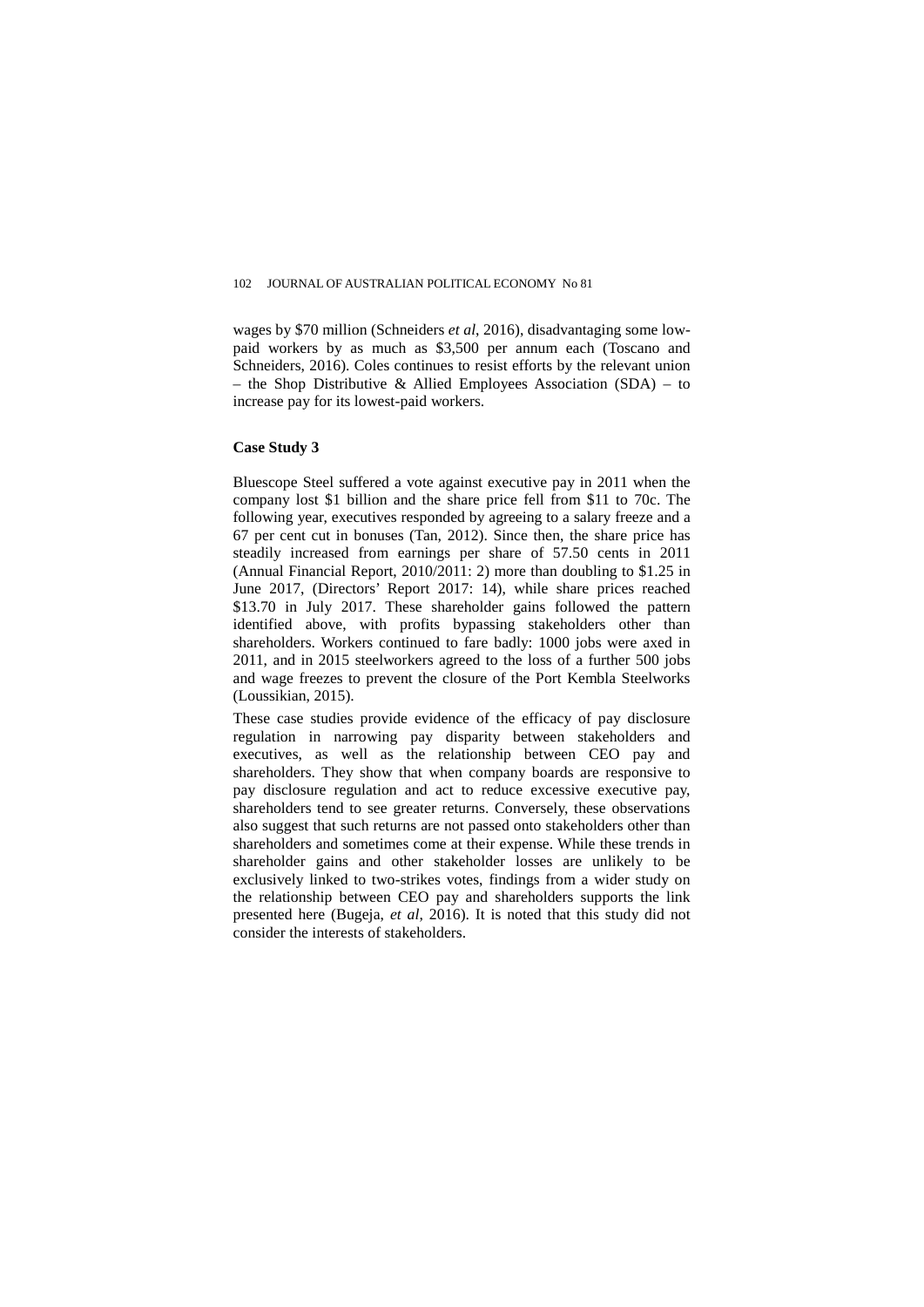wages by $70 million (Schneiders *et al*, 2016), disadvantaging some low-paid workers by as much as $3,500 per annum each (Toscano and Schneiders, 2016). Coles continues to resist efforts by the relevant union – the Shop Distributive & Allied Employees Association (SDA) – to increase pay for its lowest-paid workers.

**Case Study 3**

Bluescope Steel suffered a vote against executive pay in 2011 when the company lost $1 billion and the share price fell from $11 to 70c. The following year, executives responded by agreeing to a salary freeze and a 67 per cent cut in bonuses (Tan, 2012). Since then, the share price has steadily increased from earnings per share of 57.50 cents in 2011 (Annual Financial Report, 2010/2011: 2) more than doubling to $1.25 in June 2017, (Directors' Report 2017: 14), while share prices reached $13.70 in July 2017. These shareholder gains followed the pattern identified above, with profits bypassing stakeholders other than shareholders. Workers continued to fare badly: 1000 jobs were axed in 2011, and in 2015 steelworkers agreed to the loss of a further 500 jobs and wage freezes to prevent the closure of the Port Kembla Steelworks (Loussikian, 2015).

These case studies provide evidence of the efficacy of pay disclosure regulation in narrowing pay disparity between stakeholders and executives, as well as the relationship between CEO pay and shareholders. They show that when company boards are responsive to pay disclosure regulation and act to reduce excessive executive pay, shareholders tend to see greater returns. Conversely, these observations also suggest that such returns are not passed onto stakeholders other than shareholders and sometimes come at their expense. While these trends in shareholder gains and other stakeholder losses are unlikely to be exclusively linked to two-strikes votes, findings from a wider study on the relationship between CEO pay and shareholders supports the link presented here (Bugeja, *et al*, 2016). It is noted that this study did not consider the interests of stakeholders.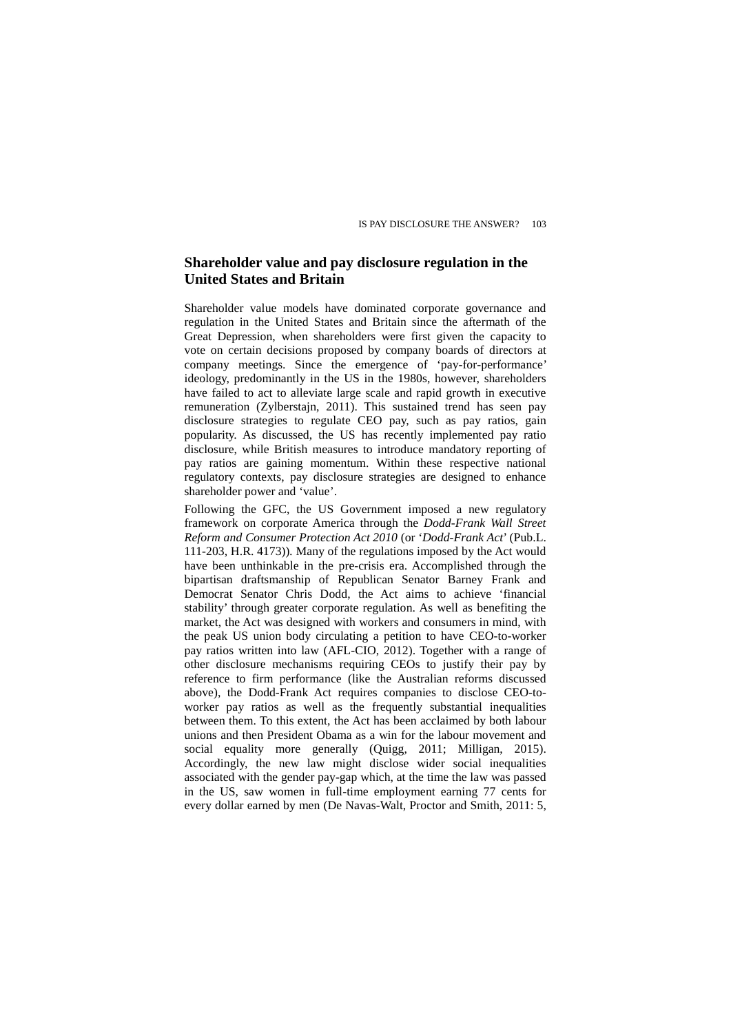## Shareholder value and pay disclosure regulation in the United States and Britain

Shareholder value models have dominated corporate governance and regulation in the United States and Britain since the aftermath of the Great Depression, when shareholders were first given the capacity to vote on certain decisions proposed by company boards of directors at company meetings. Since the emergence of 'pay-for-performance' ideology, predominantly in the US in the 1980s, however, shareholders have failed to act to alleviate large scale and rapid growth in executive remuneration (Zylberstajn, 2011). This sustained trend has seen pay disclosure strategies to regulate CEO pay, such as pay ratios, gain popularity. As discussed, the US has recently implemented pay ratio disclosure, while British measures to introduce mandatory reporting of pay ratios are gaining momentum. Within these respective national regulatory contexts, pay disclosure strategies are designed to enhance shareholder power and 'value'.

Following the GFC, the US Government imposed a new regulatory framework on corporate America through the *Dodd-Frank Wall Street Reform and Consumer Protection Act 2010* (or '*Dodd-Frank Act*' (Pub.L. 111-203, H.R. 4173)). Many of the regulations imposed by the Act would have been unthinkable in the pre-crisis era. Accomplished through the bipartisan draftsmanship of Republican Senator Barney Frank and Democrat Senator Chris Dodd, the Act aims to achieve 'financial stability' through greater corporate regulation. As well as benefiting the market, the Act was designed with workers and consumers in mind, with the peak US union body circulating a petition to have CEO-to-worker pay ratios written into law (AFL-CIO, 2012). Together with a range of other disclosure mechanisms requiring CEOs to justify their pay by reference to firm performance (like the Australian reforms discussed above), the Dodd-Frank Act requires companies to disclose CEO-to-worker pay ratios as well as the frequently substantial inequalities between them. To this extent, the Act has been acclaimed by both labour unions and then President Obama as a win for the labour movement and social equality more generally (Quigg, 2011; Milligan, 2015). Accordingly, the new law might disclose wider social inequalities associated with the gender pay-gap which, at the time the law was passed in the US, saw women in full-time employment earning 77 cents for every dollar earned by men (De Navas-Walt, Proctor and Smith, 2011: 5,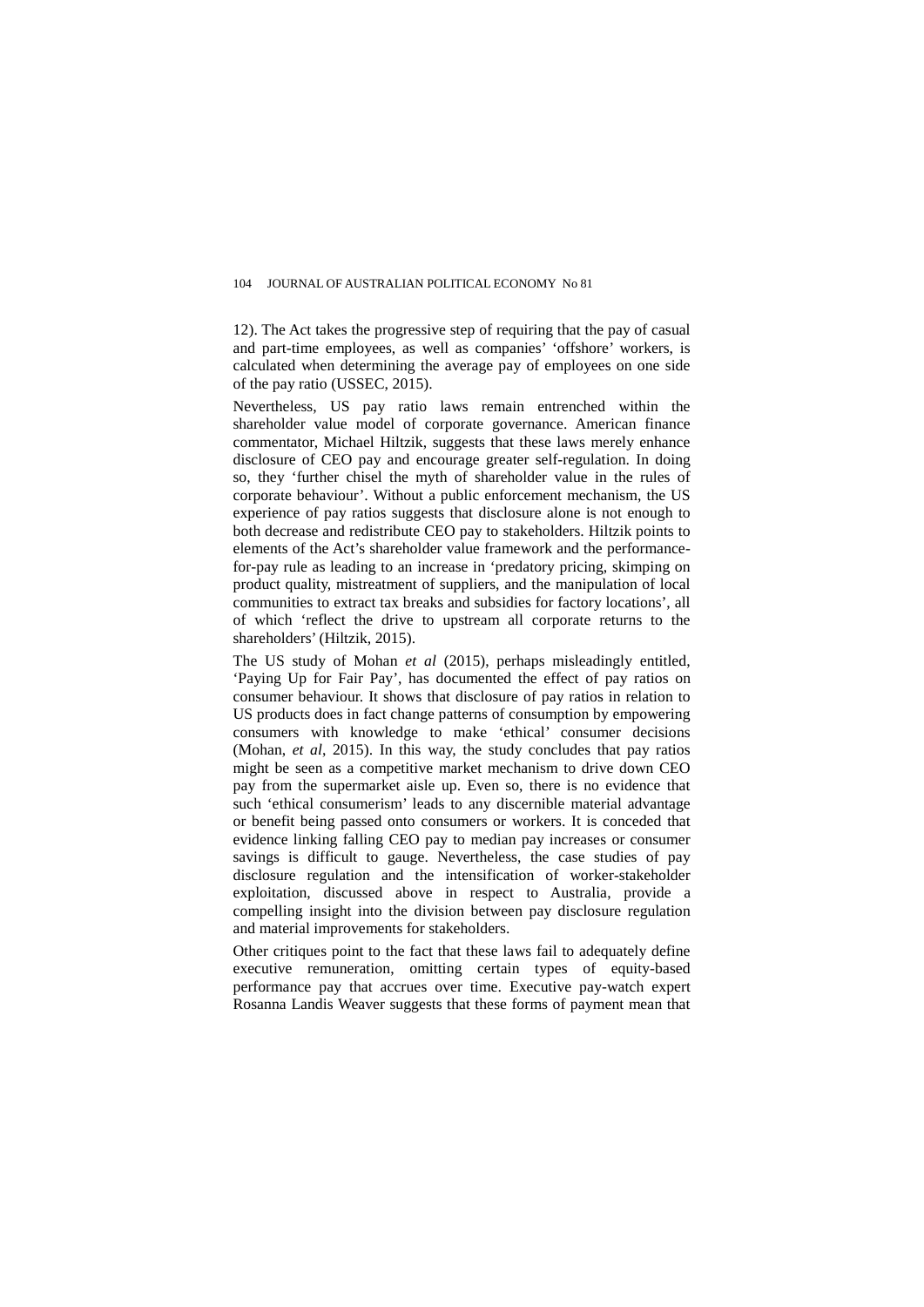12). The Act takes the progressive step of requiring that the pay of casual and part-time employees, as well as companies' 'offshore' workers, is calculated when determining the average pay of employees on one side of the pay ratio (USSEC, 2015).

Nevertheless, US pay ratio laws remain entrenched within the shareholder value model of corporate governance. American finance commentator, Michael Hiltzik, suggests that these laws merely enhance disclosure of CEO pay and encourage greater self-regulation. In doing so, they 'further chisel the myth of shareholder value in the rules of corporate behaviour'. Without a public enforcement mechanism, the US experience of pay ratios suggests that disclosure alone is not enough to both decrease and redistribute CEO pay to stakeholders. Hiltzik points to elements of the Act's shareholder value framework and the performance-for-pay rule as leading to an increase in 'predatory pricing, skimping on product quality, mistreatment of suppliers, and the manipulation of local communities to extract tax breaks and subsidies for factory locations', all of which 'reflect the drive to upstream all corporate returns to the shareholders' (Hiltzik, 2015).

The US study of Mohan *et al* (2015), perhaps misleadingly entitled, 'Paying Up for Fair Pay', has documented the effect of pay ratios on consumer behaviour. It shows that disclosure of pay ratios in relation to US products does in fact change patterns of consumption by empowering consumers with knowledge to make 'ethical' consumer decisions (Mohan, *et al*, 2015). In this way, the study concludes that pay ratios might be seen as a competitive market mechanism to drive down CEO pay from the supermarket aisle up. Even so, there is no evidence that such 'ethical consumerism' leads to any discernible material advantage or benefit being passed onto consumers or workers. It is conceded that evidence linking falling CEO pay to median pay increases or consumer savings is difficult to gauge. Nevertheless, the case studies of pay disclosure regulation and the intensification of worker-stakeholder exploitation, discussed above in respect to Australia, provide a compelling insight into the division between pay disclosure regulation and material improvements for stakeholders.

Other critiques point to the fact that these laws fail to adequately define executive remuneration, omitting certain types of equity-based performance pay that accrues over time. Executive pay-watch expert Rosanna Landis Weaver suggests that these forms of payment mean that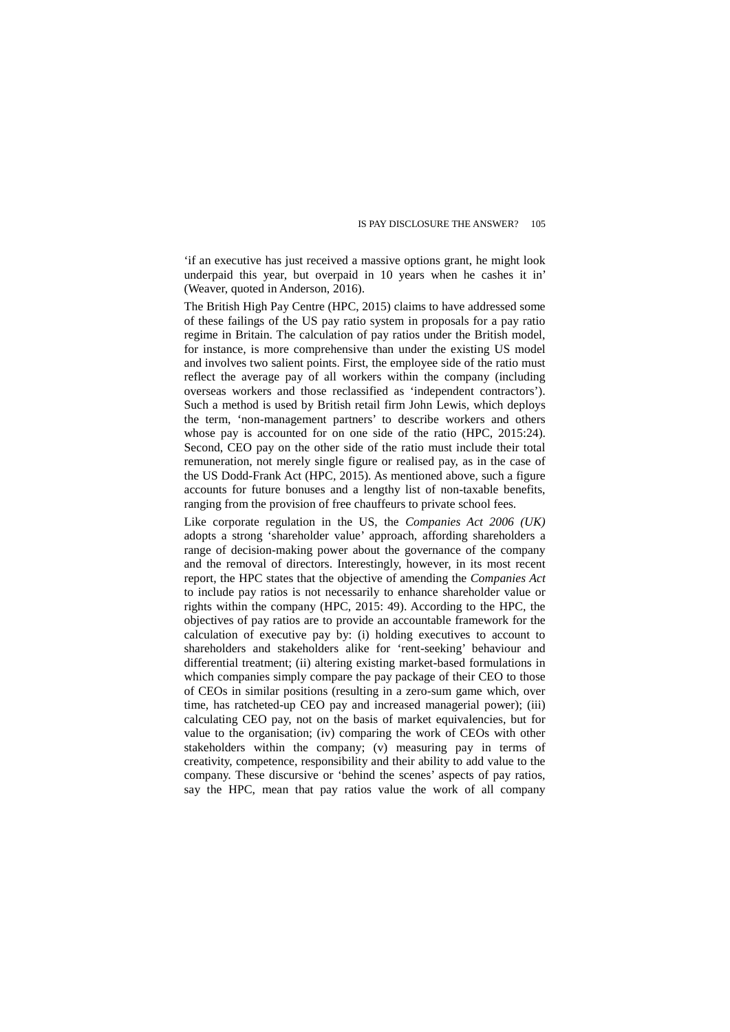'if an executive has just received a massive options grant, he might look underpaid this year, but overpaid in 10 years when he cashes it in' (Weaver, quoted in Anderson, 2016).

The British High Pay Centre (HPC, 2015) claims to have addressed some of these failings of the US pay ratio system in proposals for a pay ratio regime in Britain. The calculation of pay ratios under the British model, for instance, is more comprehensive than under the existing US model and involves two salient points. First, the employee side of the ratio must reflect the average pay of all workers within the company (including overseas workers and those reclassified as 'independent contractors'). Such a method is used by British retail firm John Lewis, which deploys the term, 'non-management partners' to describe workers and others whose pay is accounted for on one side of the ratio (HPC, 2015:24). Second, CEO pay on the other side of the ratio must include their total remuneration, not merely single figure or realised pay, as in the case of the US Dodd-Frank Act (HPC, 2015). As mentioned above, such a figure accounts for future bonuses and a lengthy list of non-taxable benefits, ranging from the provision of free chauffeurs to private school fees.

Like corporate regulation in the US, the *Companies Act 2006 (UK)* adopts a strong 'shareholder value' approach, affording shareholders a range of decision-making power about the governance of the company and the removal of directors. Interestingly, however, in its most recent report, the HPC states that the objective of amending the *Companies Act* to include pay ratios is not necessarily to enhance shareholder value or rights within the company (HPC, 2015: 49). According to the HPC, the objectives of pay ratios are to provide an accountable framework for the calculation of executive pay by: (i) holding executives to account to shareholders and stakeholders alike for 'rent-seeking' behaviour and differential treatment; (ii) altering existing market-based formulations in which companies simply compare the pay package of their CEO to those of CEOs in similar positions (resulting in a zero-sum game which, over time, has ratcheted-up CEO pay and increased managerial power); (iii) calculating CEO pay, not on the basis of market equivalencies, but for value to the organisation; (iv) comparing the work of CEOs with other stakeholders within the company; (v) measuring pay in terms of creativity, competence, responsibility and their ability to add value to the company. These discursive or 'behind the scenes' aspects of pay ratios, say the HPC, mean that pay ratios value the work of all company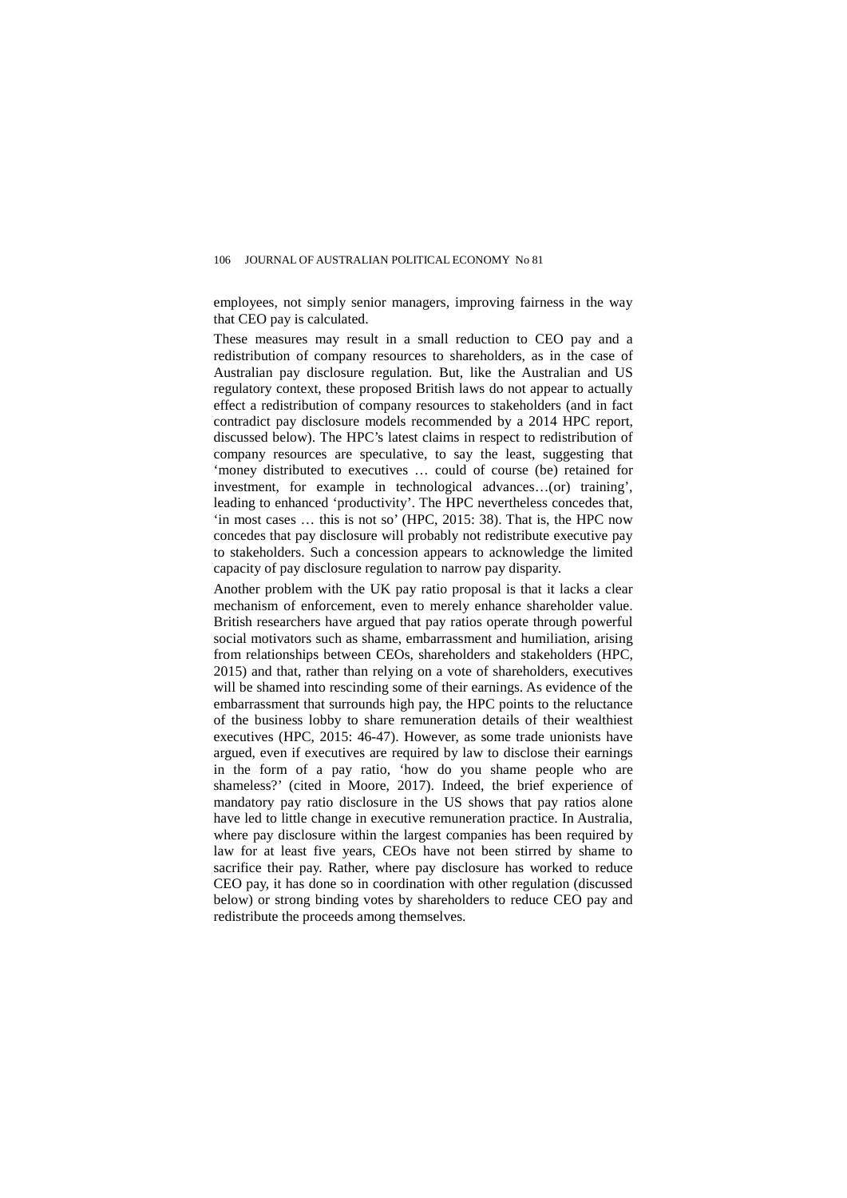employees, not simply senior managers, improving fairness in the way that CEO pay is calculated.

These measures may result in a small reduction to CEO pay and a redistribution of company resources to shareholders, as in the case of Australian pay disclosure regulation. But, like the Australian and US regulatory context, these proposed British laws do not appear to actually effect a redistribution of company resources to stakeholders (and in fact contradict pay disclosure models recommended by a 2014 HPC report, discussed below). The HPC's latest claims in respect to redistribution of company resources are speculative, to say the least, suggesting that 'money distributed to executives … could of course (be) retained for investment, for example in technological advances…(or) training', leading to enhanced 'productivity'. The HPC nevertheless concedes that, 'in most cases … this is not so' (HPC, 2015: 38). That is, the HPC now concedes that pay disclosure will probably not redistribute executive pay to stakeholders. Such a concession appears to acknowledge the limited capacity of pay disclosure regulation to narrow pay disparity.

Another problem with the UK pay ratio proposal is that it lacks a clear mechanism of enforcement, even to merely enhance shareholder value. British researchers have argued that pay ratios operate through powerful social motivators such as shame, embarrassment and humiliation, arising from relationships between CEOs, shareholders and stakeholders (HPC, 2015) and that, rather than relying on a vote of shareholders, executives will be shamed into rescinding some of their earnings. As evidence of the embarrassment that surrounds high pay, the HPC points to the reluctance of the business lobby to share remuneration details of their wealthiest executives (HPC, 2015: 46-47). However, as some trade unionists have argued, even if executives are required by law to disclose their earnings in the form of a pay ratio, 'how do you shame people who are shameless?' (cited in Moore, 2017). Indeed, the brief experience of mandatory pay ratio disclosure in the US shows that pay ratios alone have led to little change in executive remuneration practice. In Australia, where pay disclosure within the largest companies has been required by law for at least five years, CEOs have not been stirred by shame to sacrifice their pay. Rather, where pay disclosure has worked to reduce CEO pay, it has done so in coordination with other regulation (discussed below) or strong binding votes by shareholders to reduce CEO pay and redistribute the proceeds among themselves.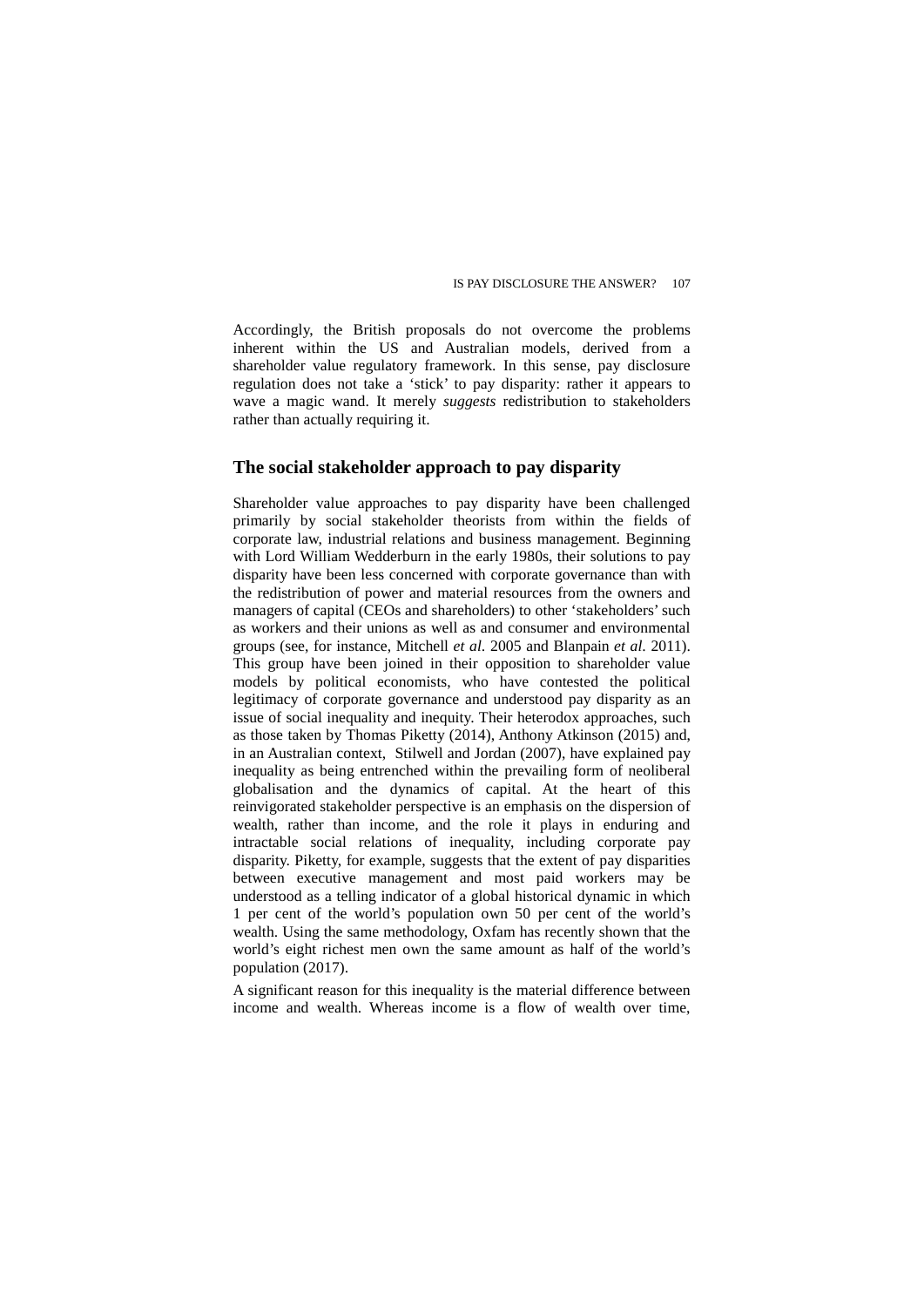Accordingly, the British proposals do not overcome the problems inherent within the US and Australian models, derived from a shareholder value regulatory framework. In this sense, pay disclosure regulation does not take a ‘stick’ to pay disparity: rather it appears to wave a magic wand. It merely *suggests* redistribution to stakeholders rather than actually requiring it.

## The social stakeholder approach to pay disparity

Shareholder value approaches to pay disparity have been challenged primarily by social stakeholder theorists from within the fields of corporate law, industrial relations and business management. Beginning with Lord William Wedderburn in the early 1980s, their solutions to pay disparity have been less concerned with corporate governance than with the redistribution of power and material resources from the owners and managers of capital (CEOs and shareholders) to other ‘stakeholders’ such as workers and their unions as well as and consumer and environmental groups (see, for instance, Mitchell *et al.* 2005 and Blanpain *et al.* 2011). This group have been joined in their opposition to shareholder value models by political economists, who have contested the political legitimacy of corporate governance and understood pay disparity as an issue of social inequality and inequity. Their heterodox approaches, such as those taken by Thomas Piketty (2014), Anthony Atkinson (2015) and, in an Australian context, Stilwell and Jordan (2007), have explained pay inequality as being entrenched within the prevailing form of neoliberal globalisation and the dynamics of capital. At the heart of this reinvigorated stakeholder perspective is an emphasis on the dispersion of wealth, rather than income, and the role it plays in enduring and intractable social relations of inequality, including corporate pay disparity. Piketty, for example, suggests that the extent of pay disparities between executive management and most paid workers may be understood as a telling indicator of a global historical dynamic in which 1 per cent of the world’s population own 50 per cent of the world’s wealth. Using the same methodology, Oxfam has recently shown that the world’s eight richest men own the same amount as half of the world’s population (2017).

A significant reason for this inequality is the material difference between income and wealth. Whereas income is a flow of wealth over time,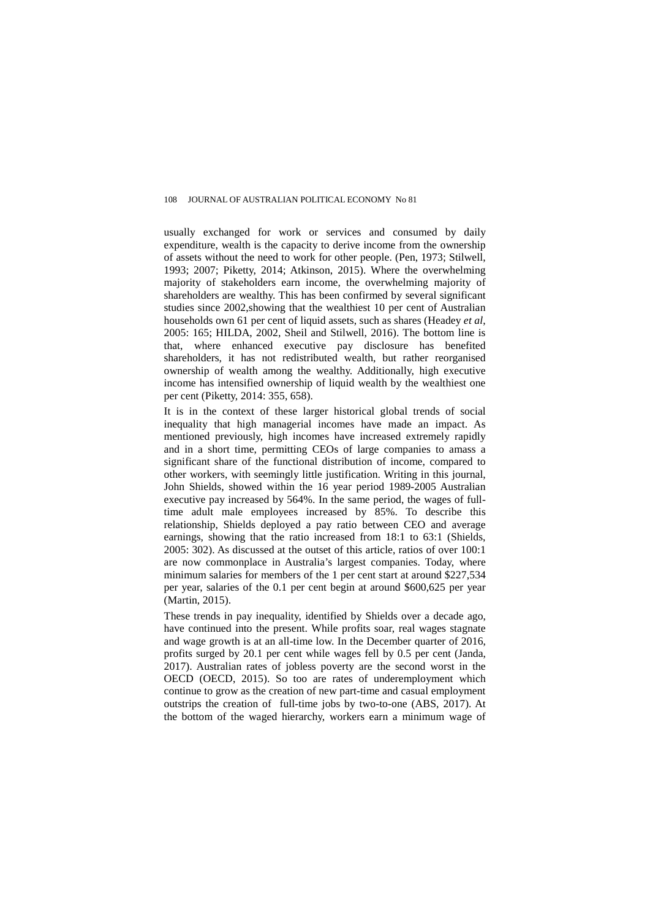usually exchanged for work or services and consumed by daily expenditure, wealth is the capacity to derive income from the ownership of assets without the need to work for other people. (Pen, 1973; Stilwell, 1993; 2007; Piketty, 2014; Atkinson, 2015). Where the overwhelming majority of stakeholders earn income, the overwhelming majority of shareholders are wealthy. This has been confirmed by several significant studies since 2002,showing that the wealthiest 10 per cent of Australian households own 61 per cent of liquid assets, such as shares (Headey *et al*, 2005: 165; HILDA, 2002, Sheil and Stilwell, 2016). The bottom line is that, where enhanced executive pay disclosure has benefited shareholders, it has not redistributed wealth, but rather reorganised ownership of wealth among the wealthy. Additionally, high executive income has intensified ownership of liquid wealth by the wealthiest one per cent (Piketty, 2014: 355, 658).

It is in the context of these larger historical global trends of social inequality that high managerial incomes have made an impact. As mentioned previously, high incomes have increased extremely rapidly and in a short time, permitting CEOs of large companies to amass a significant share of the functional distribution of income, compared to other workers, with seemingly little justification. Writing in this journal, John Shields, showed within the 16 year period 1989-2005 Australian executive pay increased by 564%. In the same period, the wages of full-time adult male employees increased by 85%. To describe this relationship, Shields deployed a pay ratio between CEO and average earnings, showing that the ratio increased from 18:1 to 63:1 (Shields, 2005: 302). As discussed at the outset of this article, ratios of over 100:1 are now commonplace in Australia's largest companies. Today, where minimum salaries for members of the 1 per cent start at around $227,534 per year, salaries of the 0.1 per cent begin at around $600,625 per year (Martin, 2015).

These trends in pay inequality, identified by Shields over a decade ago, have continued into the present. While profits soar, real wages stagnate and wage growth is at an all-time low. In the December quarter of 2016, profits surged by 20.1 per cent while wages fell by 0.5 per cent (Janda, 2017). Australian rates of jobless poverty are the second worst in the OECD (OECD, 2015). So too are rates of underemployment which continue to grow as the creation of new part-time and casual employment outstrips the creation of full-time jobs by two-to-one (ABS, 2017). At the bottom of the waged hierarchy, workers earn a minimum wage of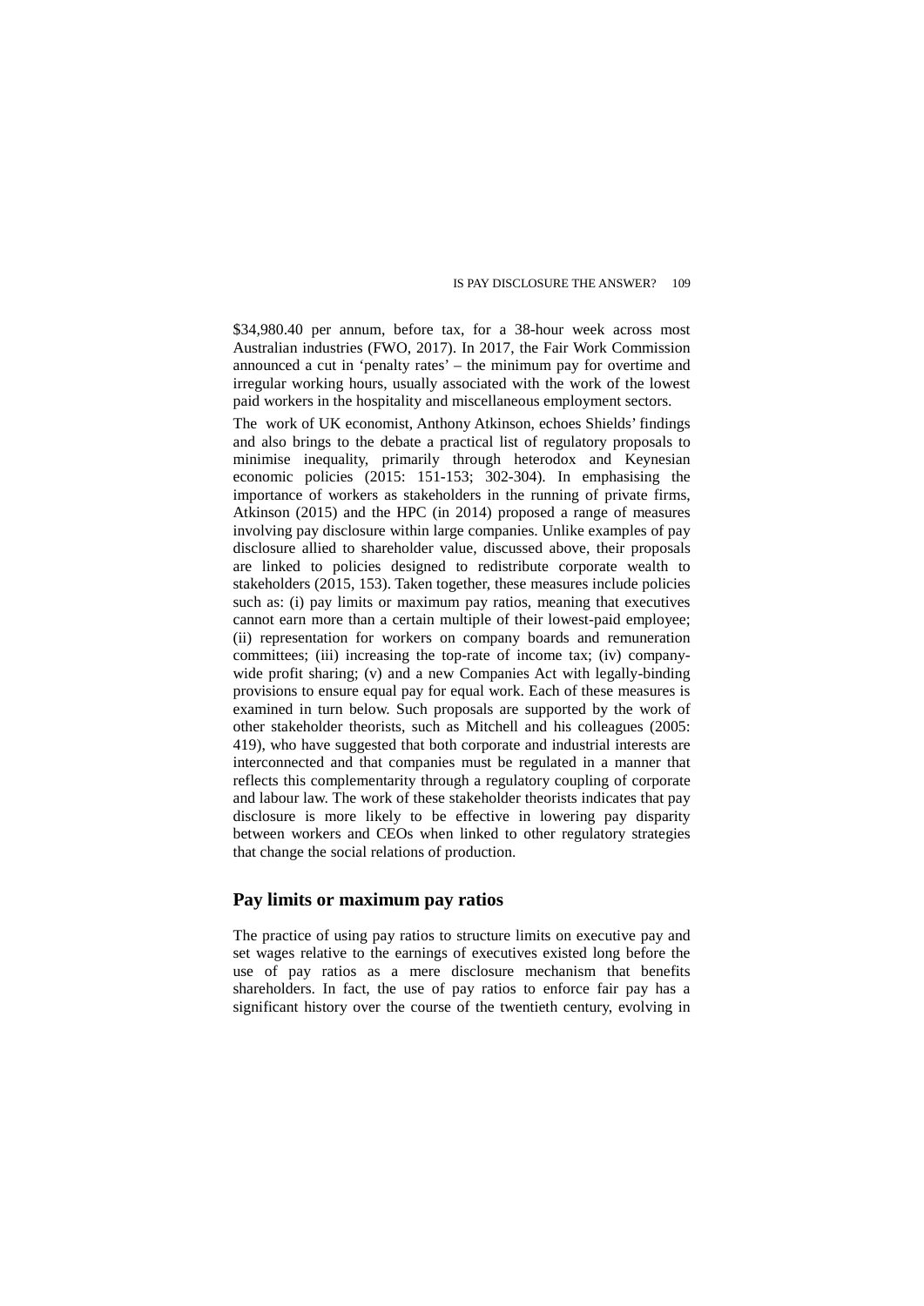$34,980.40 per annum, before tax, for a 38-hour week across most Australian industries (FWO, 2017). In 2017, the Fair Work Commission announced a cut in 'penalty rates' – the minimum pay for overtime and irregular working hours, usually associated with the work of the lowest paid workers in the hospitality and miscellaneous employment sectors.

The work of UK economist, Anthony Atkinson, echoes Shields' findings and also brings to the debate a practical list of regulatory proposals to minimise inequality, primarily through heterodox and Keynesian economic policies (2015: 151-153; 302-304). In emphasising the importance of workers as stakeholders in the running of private firms, Atkinson (2015) and the HPC (in 2014) proposed a range of measures involving pay disclosure within large companies. Unlike examples of pay disclosure allied to shareholder value, discussed above, their proposals are linked to policies designed to redistribute corporate wealth to stakeholders (2015, 153). Taken together, these measures include policies such as: (i) pay limits or maximum pay ratios, meaning that executives cannot earn more than a certain multiple of their lowest-paid employee; (ii) representation for workers on company boards and remuneration committees; (iii) increasing the top-rate of income tax; (iv) company-wide profit sharing; (v) and a new Companies Act with legally-binding provisions to ensure equal pay for equal work. Each of these measures is examined in turn below. Such proposals are supported by the work of other stakeholder theorists, such as Mitchell and his colleagues (2005: 419), who have suggested that both corporate and industrial interests are interconnected and that companies must be regulated in a manner that reflects this complementarity through a regulatory coupling of corporate and labour law. The work of these stakeholder theorists indicates that pay disclosure is more likely to be effective in lowering pay disparity between workers and CEOs when linked to other regulatory strategies that change the social relations of production.

## Pay limits or maximum pay ratios

The practice of using pay ratios to structure limits on executive pay and set wages relative to the earnings of executives existed long before the use of pay ratios as a mere disclosure mechanism that benefits shareholders. In fact, the use of pay ratios to enforce fair pay has a significant history over the course of the twentieth century, evolving in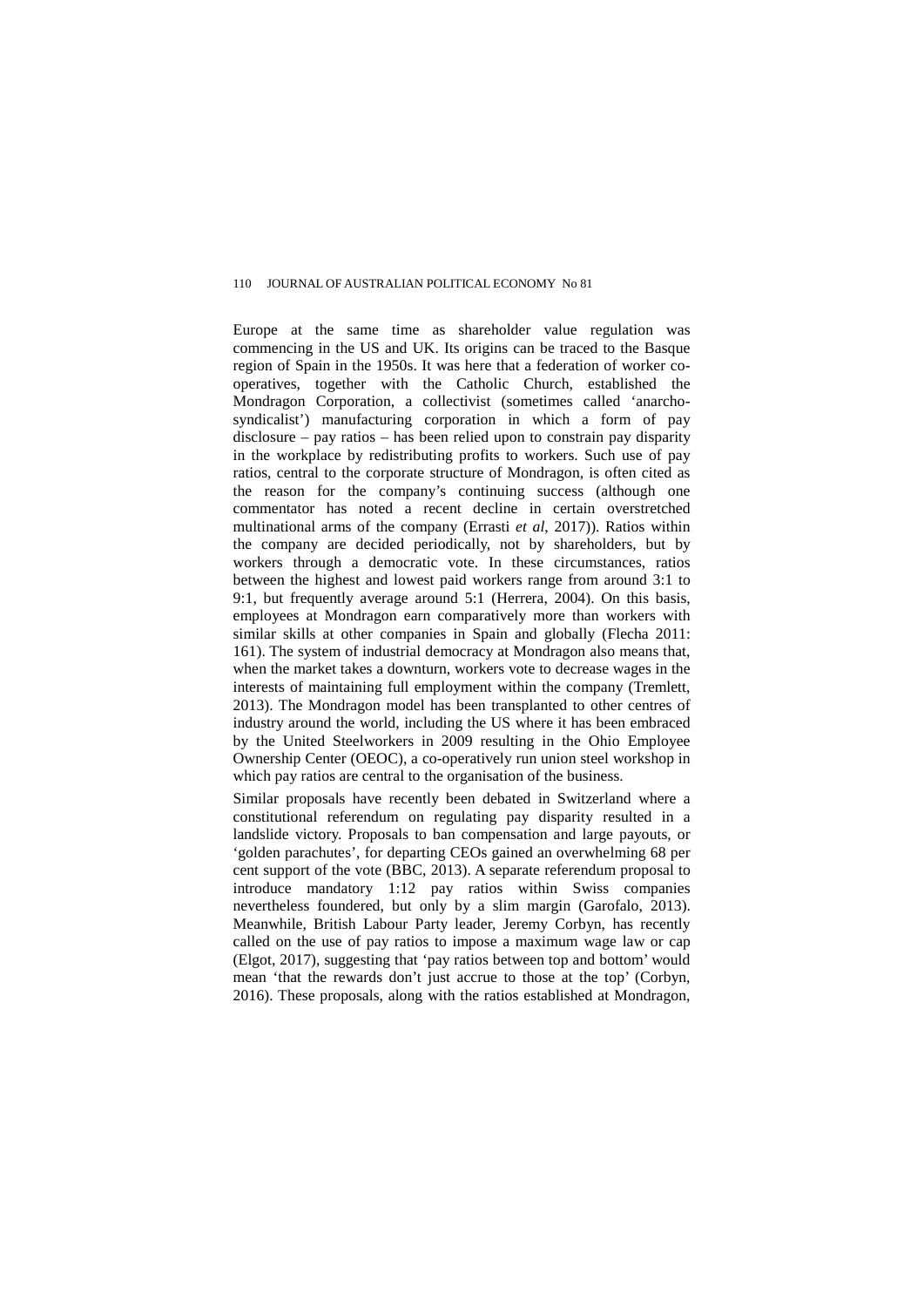Europe at the same time as shareholder value regulation was commencing in the US and UK. Its origins can be traced to the Basque region of Spain in the 1950s. It was here that a federation of worker co-operatives, together with the Catholic Church, established the Mondragon Corporation, a collectivist (sometimes called 'anarcho-syndicalist') manufacturing corporation in which a form of pay disclosure – pay ratios – has been relied upon to constrain pay disparity in the workplace by redistributing profits to workers. Such use of pay ratios, central to the corporate structure of Mondragon, is often cited as the reason for the company's continuing success (although one commentator has noted a recent decline in certain overstretched multinational arms of the company (Errasti *et al*, 2017)). Ratios within the company are decided periodically, not by shareholders, but by workers through a democratic vote. In these circumstances, ratios between the highest and lowest paid workers range from around 3:1 to 9:1, but frequently average around 5:1 (Herrera, 2004). On this basis, employees at Mondragon earn comparatively more than workers with similar skills at other companies in Spain and globally (Flecha 2011: 161). The system of industrial democracy at Mondragon also means that, when the market takes a downturn, workers vote to decrease wages in the interests of maintaining full employment within the company (Tremlett, 2013). The Mondragon model has been transplanted to other centres of industry around the world, including the US where it has been embraced by the United Steelworkers in 2009 resulting in the Ohio Employee Ownership Center (OEOC), a co-operatively run union steel workshop in which pay ratios are central to the organisation of the business.

Similar proposals have recently been debated in Switzerland where a constitutional referendum on regulating pay disparity resulted in a landslide victory. Proposals to ban compensation and large payouts, or 'golden parachutes', for departing CEOs gained an overwhelming 68 per cent support of the vote (BBC, 2013). A separate referendum proposal to introduce mandatory 1:12 pay ratios within Swiss companies nevertheless foundered, but only by a slim margin (Garofalo, 2013). Meanwhile, British Labour Party leader, Jeremy Corbyn, has recently called on the use of pay ratios to impose a maximum wage law or cap (Elgot, 2017), suggesting that 'pay ratios between top and bottom' would mean 'that the rewards don't just accrue to those at the top' (Corbyn, 2016). These proposals, along with the ratios established at Mondragon,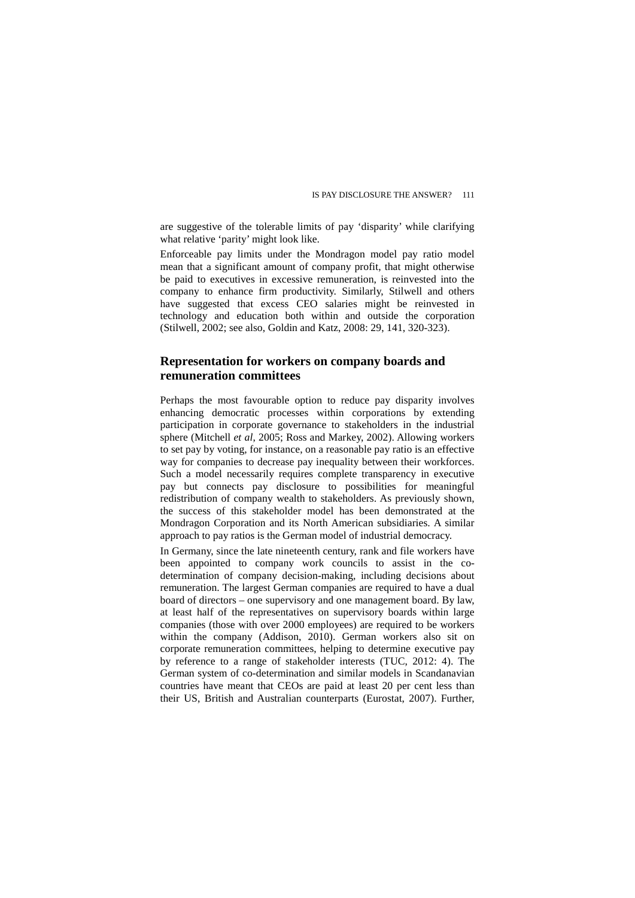are suggestive of the tolerable limits of pay 'disparity' while clarifying what relative 'parity' might look like.

Enforceable pay limits under the Mondragon model pay ratio model mean that a significant amount of company profit, that might otherwise be paid to executives in excessive remuneration, is reinvested into the company to enhance firm productivity. Similarly, Stilwell and others have suggested that excess CEO salaries might be reinvested in technology and education both within and outside the corporation (Stilwell, 2002; see also, Goldin and Katz, 2008: 29, 141, 320-323).

## Representation for workers on company boards and remuneration committees

Perhaps the most favourable option to reduce pay disparity involves enhancing democratic processes within corporations by extending participation in corporate governance to stakeholders in the industrial sphere (Mitchell *et al*, 2005; Ross and Markey, 2002). Allowing workers to set pay by voting, for instance, on a reasonable pay ratio is an effective way for companies to decrease pay inequality between their workforces. Such a model necessarily requires complete transparency in executive pay but connects pay disclosure to possibilities for meaningful redistribution of company wealth to stakeholders. As previously shown, the success of this stakeholder model has been demonstrated at the Mondragon Corporation and its North American subsidiaries. A similar approach to pay ratios is the German model of industrial democracy.

In Germany, since the late nineteenth century, rank and file workers have been appointed to company work councils to assist in the co-determination of company decision-making, including decisions about remuneration. The largest German companies are required to have a dual board of directors – one supervisory and one management board. By law, at least half of the representatives on supervisory boards within large companies (those with over 2000 employees) are required to be workers within the company (Addison, 2010). German workers also sit on corporate remuneration committees, helping to determine executive pay by reference to a range of stakeholder interests (TUC, 2012: 4). The German system of co-determination and similar models in Scandanavian countries have meant that CEOs are paid at least 20 per cent less than their US, British and Australian counterparts (Eurostat, 2007). Further,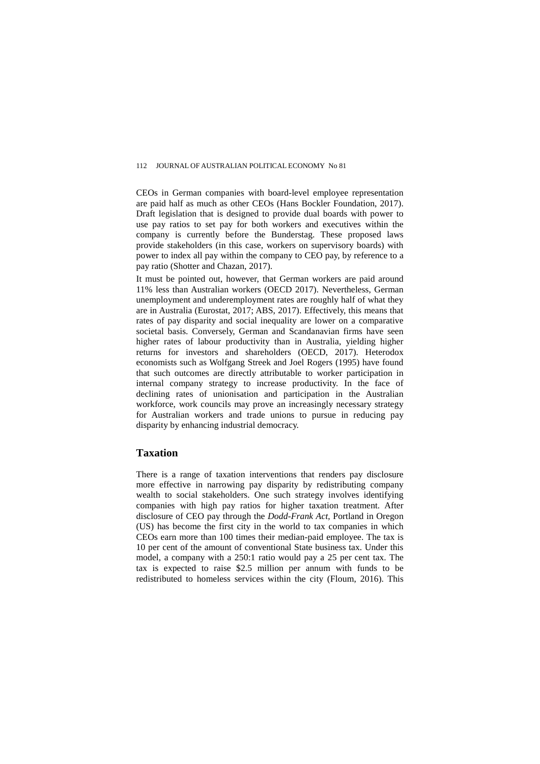CEOs in German companies with board-level employee representation are paid half as much as other CEOs (Hans Bockler Foundation, 2017). Draft legislation that is designed to provide dual boards with power to use pay ratios to set pay for both workers and executives within the company is currently before the Bunderstag. These proposed laws provide stakeholders (in this case, workers on supervisory boards) with power to index all pay within the company to CEO pay, by reference to a pay ratio (Shotter and Chazan, 2017).

It must be pointed out, however, that German workers are paid around 11% less than Australian workers (OECD 2017). Nevertheless, German unemployment and underemployment rates are roughly half of what they are in Australia (Eurostat, 2017; ABS, 2017). Effectively, this means that rates of pay disparity and social inequality are lower on a comparative societal basis. Conversely, German and Scandanavian firms have seen higher rates of labour productivity than in Australia, yielding higher returns for investors and shareholders (OECD, 2017). Heterodox economists such as Wolfgang Streek and Joel Rogers (1995) have found that such outcomes are directly attributable to worker participation in internal company strategy to increase productivity. In the face of declining rates of unionisation and participation in the Australian workforce, work councils may prove an increasingly necessary strategy for Australian workers and trade unions to pursue in reducing pay disparity by enhancing industrial democracy.

## Taxation

There is a range of taxation interventions that renders pay disclosure more effective in narrowing pay disparity by redistributing company wealth to social stakeholders. One such strategy involves identifying companies with high pay ratios for higher taxation treatment. After disclosure of CEO pay through the *Dodd-Frank Act*, Portland in Oregon (US) has become the first city in the world to tax companies in which CEOs earn more than 100 times their median-paid employee. The tax is 10 per cent of the amount of conventional State business tax. Under this model, a company with a 250:1 ratio would pay a 25 per cent tax. The tax is expected to raise $2.5 million per annum with funds to be redistributed to homeless services within the city (Floum, 2016). This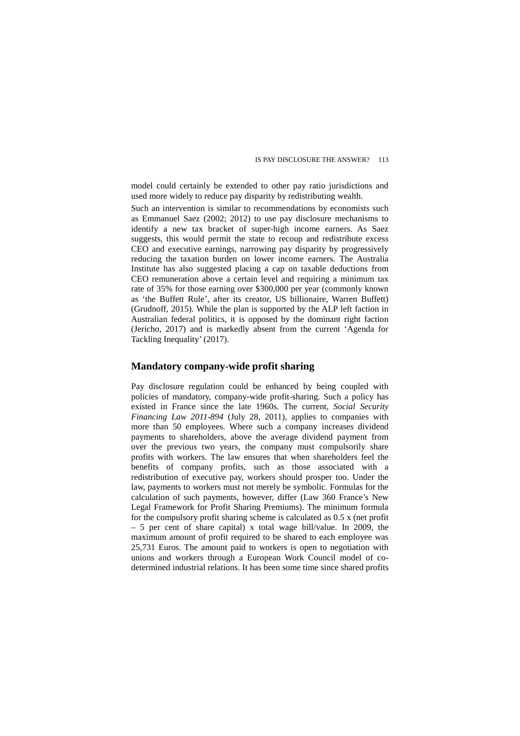model could certainly be extended to other pay ratio jurisdictions and used more widely to reduce pay disparity by redistributing wealth.

Such an intervention is similar to recommendations by economists such as Emmanuel Saez (2002; 2012) to use pay disclosure mechanisms to identify a new tax bracket of super-high income earners. As Saez suggests, this would permit the state to recoup and redistribute excess CEO and executive earnings, narrowing pay disparity by progressively reducing the taxation burden on lower income earners. The Australia Institute has also suggested placing a cap on taxable deductions from CEO remuneration above a certain level and requiring a minimum tax rate of 35% for those earning over $300,000 per year (commonly known as 'the Buffett Rule', after its creator, US billionaire, Warren Buffett) (Grudnoff, 2015). While the plan is supported by the ALP left faction in Australian federal politics, it is opposed by the dominant right faction (Jericho, 2017) and is markedly absent from the current 'Agenda for Tackling Inequality' (2017).

## Mandatory company-wide profit sharing

Pay disclosure regulation could be enhanced by being coupled with policies of mandatory, company-wide profit-sharing. Such a policy has existed in France since the late 1960s. The current, *Social Security Financing Law 2011-894* (July 28, 2011), applies to companies with more than 50 employees. Where such a company increases dividend payments to shareholders, above the average dividend payment from over the previous two years, the company must compulsorily share profits with workers. The law ensures that when shareholders feel the benefits of company profits, such as those associated with a redistribution of executive pay, workers should prosper too. Under the law, payments to workers must not merely be symbolic. Formulas for the calculation of such payments, however, differ (Law 360 France's New Legal Framework for Profit Sharing Premiums). The minimum formula for the compulsory profit sharing scheme is calculated as 0.5 x (net profit – 5 per cent of share capital) x total wage bill/value. In 2009, the maximum amount of profit required to be shared to each employee was 25,731 Euros. The amount paid to workers is open to negotiation with unions and workers through a European Work Council model of co-determined industrial relations. It has been some time since shared profits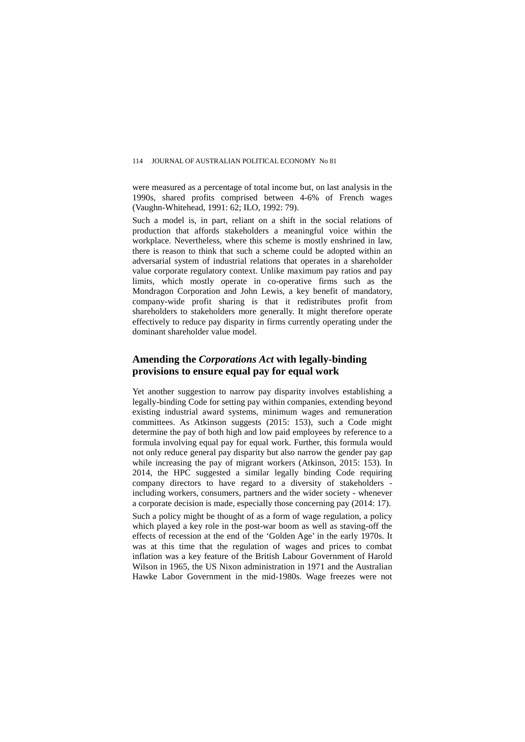were measured as a percentage of total income but, on last analysis in the 1990s, shared profits comprised between 4-6% of French wages (Vaughn-Whitehead, 1991: 62; ILO, 1992: 79).

Such a model is, in part, reliant on a shift in the social relations of production that affords stakeholders a meaningful voice within the workplace. Nevertheless, where this scheme is mostly enshrined in law, there is reason to think that such a scheme could be adopted within an adversarial system of industrial relations that operates in a shareholder value corporate regulatory context. Unlike maximum pay ratios and pay limits, which mostly operate in co-operative firms such as the Mondragon Corporation and John Lewis, a key benefit of mandatory, company-wide profit sharing is that it redistributes profit from shareholders to stakeholders more generally. It might therefore operate effectively to reduce pay disparity in firms currently operating under the dominant shareholder value model.

## Amending the *Corporations Act* with legally-binding provisions to ensure equal pay for equal work

Yet another suggestion to narrow pay disparity involves establishing a legally-binding Code for setting pay within companies, extending beyond existing industrial award systems, minimum wages and remuneration committees. As Atkinson suggests (2015: 153), such a Code might determine the pay of both high and low paid employees by reference to a formula involving equal pay for equal work. Further, this formula would not only reduce general pay disparity but also narrow the gender pay gap while increasing the pay of migrant workers (Atkinson, 2015: 153). In 2014, the HPC suggested a similar legally binding Code requiring company directors to have regard to a diversity of stakeholders - including workers, consumers, partners and the wider society - whenever a corporate decision is made, especially those concerning pay (2014: 17).

Such a policy might be thought of as a form of wage regulation, a policy which played a key role in the post-war boom as well as staving-off the effects of recession at the end of the 'Golden Age' in the early 1970s. It was at this time that the regulation of wages and prices to combat inflation was a key feature of the British Labour Government of Harold Wilson in 1965, the US Nixon administration in 1971 and the Australian Hawke Labor Government in the mid-1980s. Wage freezes were not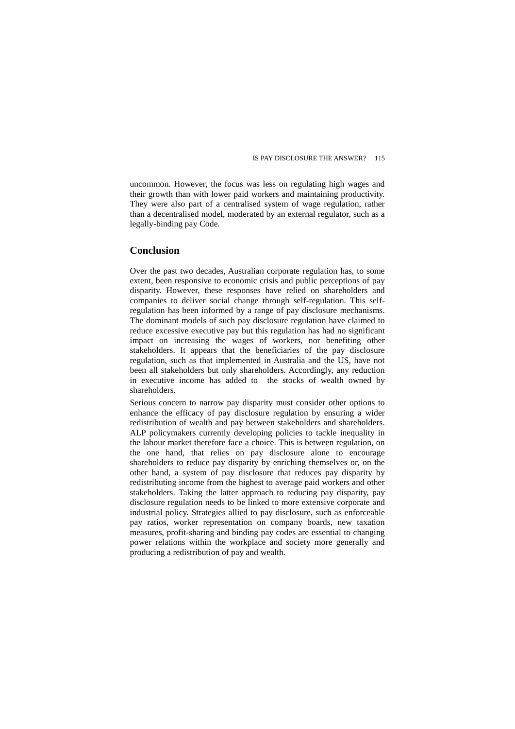uncommon. However, the focus was less on regulating high wages and their growth than with lower paid workers and maintaining productivity. They were also part of a centralised system of wage regulation, rather than a decentralised model, moderated by an external regulator, such as a legally-binding pay Code.

## Conclusion

Over the past two decades, Australian corporate regulation has, to some extent, been responsive to economic crisis and public perceptions of pay disparity. However, these responses have relied on shareholders and companies to deliver social change through self-regulation. This self-regulation has been informed by a range of pay disclosure mechanisms. The dominant models of such pay disclosure regulation have claimed to reduce excessive executive pay but this regulation has had no significant impact on increasing the wages of workers, nor benefiting other stakeholders. It appears that the beneficiaries of the pay disclosure regulation, such as that implemented in Australia and the US, have not been all stakeholders but only shareholders. Accordingly, any reduction in executive income has added to the stocks of wealth owned by shareholders.

Serious concern to narrow pay disparity must consider other options to enhance the efficacy of pay disclosure regulation by ensuring a wider redistribution of wealth and pay between stakeholders and shareholders. ALP policymakers currently developing policies to tackle inequality in the labour market therefore face a choice. This is between regulation, on the one hand, that relies on pay disclosure alone to encourage shareholders to reduce pay disparity by enriching themselves or, on the other hand, a system of pay disclosure that reduces pay disparity by redistributing income from the highest to average paid workers and other stakeholders. Taking the latter approach to reducing pay disparity, pay disclosure regulation needs to be linked to more extensive corporate and industrial policy. Strategies allied to pay disclosure, such as enforceable pay ratios, worker representation on company boards, new taxation measures, profit-sharing and binding pay codes are essential to changing power relations within the workplace and society more generally and producing a redistribution of pay and wealth.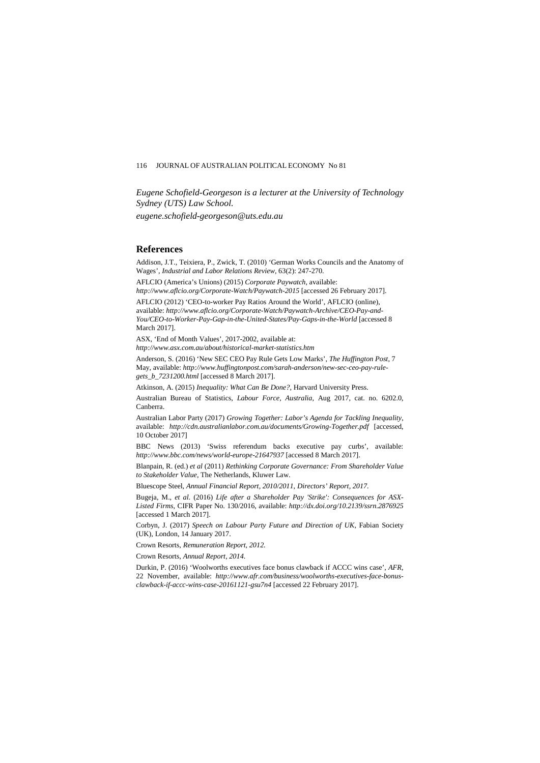*Eugene Schofield-Georgeson is a lecturer at the University of Technology Sydney (UTS) Law School.*

*eugene.schofield-georgeson@uts.edu.au*

## References

Addison, J.T., Teixiera, P., Zwick, T. (2010) 'German Works Councils and the Anatomy of Wages', *Industrial and Labor Relations Review*, 63(2): 247-270.

AFLCIO (America's Unions) (2015) *Corporate Paywatch*, available: *http://www.aflcio.org/Corporate-Watch/Paywatch-2015* [accessed 26 February 2017].

AFLCIO (2012) 'CEO-to-worker Pay Ratios Around the World', AFLCIO (online), available: *http://www.aflcio.org/Corporate-Watch/Paywatch-Archive/CEO-Pay-and-You/CEO-to-Worker-Pay-Gap-in-the-United-States/Pay-Gaps-in-the-World* [accessed 8 March 2017].

ASX, 'End of Month Values', 2017-2002, available at: *http://www.asx.com.au/about/historical-market-statistics.htm*

Anderson, S. (2016) 'New SEC CEO Pay Rule Gets Low Marks', *The Huffington Post*, 7 May, available: *http://www.huffingtonpost.com/sarah-anderson/new-sec-ceo-pay-rule-gets_b_7231200.html* [accessed 8 March 2017].

Atkinson, A. (2015) *Inequality: What Can Be Done?*, Harvard University Press.

Australian Bureau of Statistics, *Labour Force, Australia*, Aug 2017, cat. no. 6202.0, Canberra.

Australian Labor Party (2017) *Growing Together: Labor's Agenda for Tackling Inequality*, available: *http://cdn.australianlabor.com.au/documents/Growing-Together.pdf* [accessed, 10 October 2017]

BBC News (2013) 'Swiss referendum backs executive pay curbs', available: *http://www.bbc.com/news/world-europe-21647937* [accessed 8 March 2017].

Blanpain, R. (ed.) *et al* (2011) *Rethinking Corporate Governance: From Shareholder Value to Stakeholder Value*, The Netherlands, Kluwer Law.

Bluescope Steel, *Annual Financial Report, 2010/2011, Directors' Report, 2017.*

Bugeja, M., *et al.* (2016) *Life after a Shareholder Pay 'Strike': Consequences for ASX-Listed Firms*, CIFR Paper No. 130/2016, available: *http://dx.doi.org/10.2139/ssrn.2876925* [accessed 1 March 2017].

Corbyn, J. (2017) *Speech on Labour Party Future and Direction of UK*, Fabian Society (UK), London, 14 January 2017.

Crown Resorts, *Remuneration Report, 2012.*

Crown Resorts, *Annual Report, 2014.*

Durkin, P. (2016) 'Woolworths executives face bonus clawback if ACCC wins case', *AFR*, 22 November, available: *http://www.afr.com/business/woolworths-executives-face-bonus-clawback-if-accc-wins-case-20161121-gsu7n4* [accessed 22 February 2017].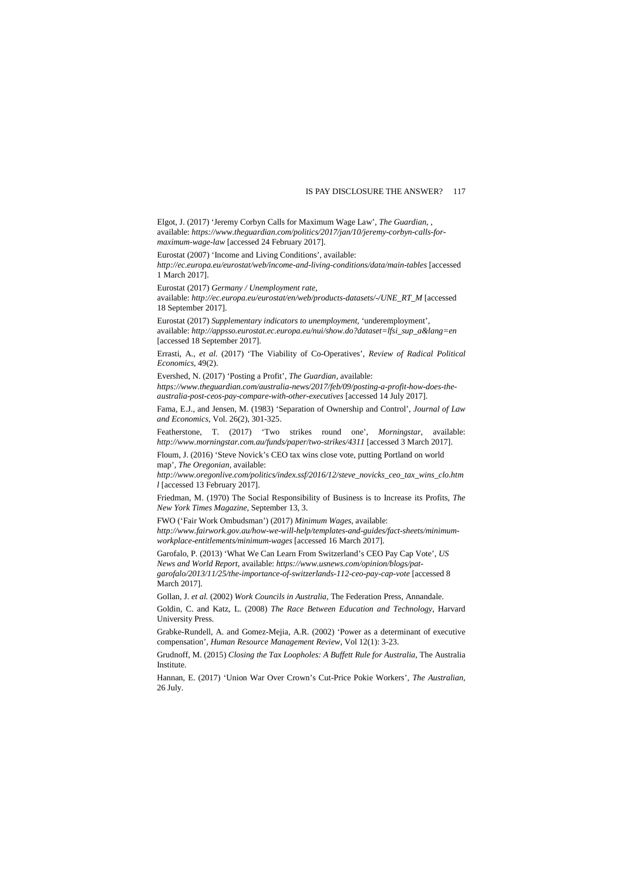Elgot, J. (2017) 'Jeremy Corbyn Calls for Maximum Wage Law', *The Guardian*, , available: *https://www.theguardian.com/politics/2017/jan/10/jeremy-corbyn-calls-for-maximum-wage-law* [accessed 24 February 2017].

Eurostat (2007) 'Income and Living Conditions', available: *http://ec.europa.eu/eurostat/web/income-and-living-conditions/data/main-tables* [accessed 1 March 2017].

Eurostat (2017) *Germany / Unemployment rate*, available: *http://ec.europa.eu/eurostat/en/web/products-datasets/-/UNE_RT_M* [accessed 18 September 2017].

Eurostat (2017) *Supplementary indicators to unemployment*, 'underemployment', available: *http://appsso.eurostat.ec.europa.eu/nui/show.do?dataset=lfsi_sup_a&lang=en* [accessed 18 September 2017].

Errasti, A., *et al.* (2017) 'The Viability of Co-Operatives', *Review of Radical Political Economics*, 49(2).

Evershed, N. (2017) 'Posting a Profit', *The Guardian*, available: *https://www.theguardian.com/australia-news/2017/feb/09/posting-a-profit-how-does-the-australia-post-ceos-pay-compare-with-other-executives* [accessed 14 July 2017].

Fama, E.J., and Jensen, M. (1983) 'Separation of Ownership and Control', *Journal of Law and Economics*, Vol. 26(2), 301-325.

Featherstone, T. (2017) 'Two strikes round one', *Morningstar*, available: *http://www.morningstar.com.au/funds/paper/two-strikes/4311* [accessed 3 March 2017].

Floum, J. (2016) 'Steve Novick's CEO tax wins close vote, putting Portland on world map', *The Oregonian*, available: *http://www.oregonlive.com/politics/index.ssf/2016/12/steve_novicks_ceo_tax_wins_clo.html* [accessed 13 February 2017].

Friedman, M. (1970) The Social Responsibility of Business is to Increase its Profits, *The New York Times Magazine*, September 13, 3.

FWO ('Fair Work Ombudsman') (2017) *Minimum Wages*, available: *http://www.fairwork.gov.au/how-we-will-help/templates-and-guides/fact-sheets/minimum-workplace-entitlements/minimum-wages* [accessed 16 March 2017].

Garofalo, P. (2013) 'What We Can Learn From Switzerland's CEO Pay Cap Vote', *US News and World Report*, available: *https://www.usnews.com/opinion/blogs/pat-garofalo/2013/11/25/the-importance-of-switzerlands-112-ceo-pay-cap-vote* [accessed 8 March 2017].

Gollan, J. *et al.* (2002) *Work Councils in Australia*, The Federation Press, Annandale.

Goldin, C. and Katz, L. (2008) *The Race Between Education and Technology*, Harvard University Press.

Grabke-Rundell, A. and Gomez-Mejia, A.R. (2002) 'Power as a determinant of executive compensation', *Human Resource Management Review*, Vol 12(1): 3-23.

Grudnoff, M. (2015) *Closing the Tax Loopholes: A Buffett Rule for Australia*, The Australia Institute.

Hannan, E. (2017) 'Union War Over Crown's Cut-Price Pokie Workers', *The Australian*, 26 July.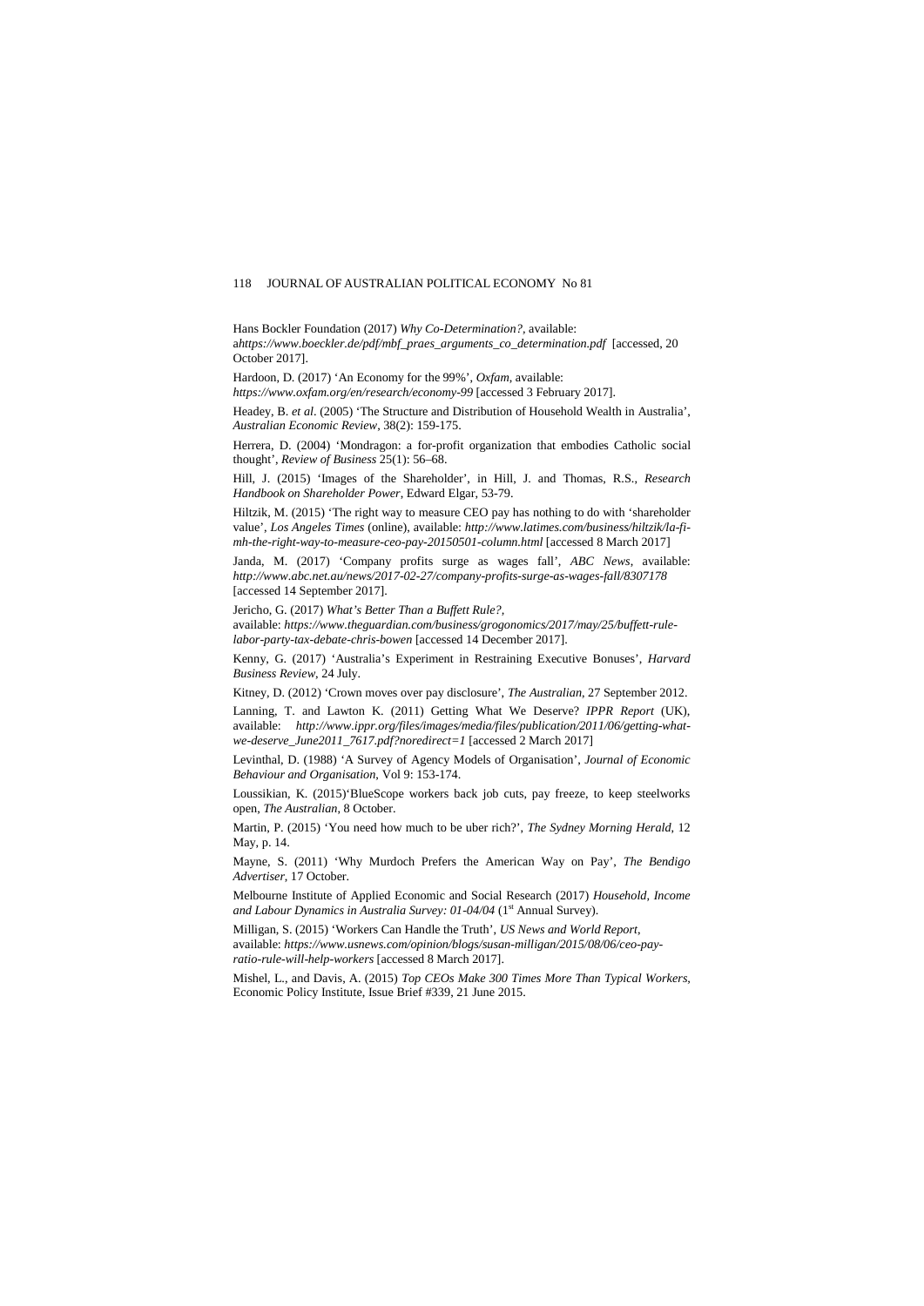Hans Bockler Foundation (2017) *Why Co-Determination?*, available: a*https://www.boeckler.de/pdf/mbf_praes_arguments_co_determination.pdf* [accessed, 20 October 2017].

Hardoon, D. (2017) 'An Economy for the 99%', *Oxfam*, available: *https://www.oxfam.org/en/research/economy-99* [accessed 3 February 2017].

Headey, B. *et al*. (2005) 'The Structure and Distribution of Household Wealth in Australia', *Australian Economic Review*, 38(2): 159-175.

Herrera, D. (2004) 'Mondragon: a for-profit organization that embodies Catholic social thought', *Review of Business* 25(1): 56–68.

Hill, J. (2015) 'Images of the Shareholder', in Hill, J. and Thomas, R.S., *Research Handbook on Shareholder Power*, Edward Elgar, 53-79.

Hiltzik, M. (2015) 'The right way to measure CEO pay has nothing to do with 'shareholder value', *Los Angeles Times* (online), available: *http://www.latimes.com/business/hiltzik/la-fi-mh-the-right-way-to-measure-ceo-pay-20150501-column.html* [accessed 8 March 2017]

Janda, M. (2017) 'Company profits surge as wages fall', *ABC News*, available: *http://www.abc.net.au/news/2017-02-27/company-profits-surge-as-wages-fall/8307178* [accessed 14 September 2017].

Jericho, G. (2017) *What's Better Than a Buffett Rule?*, available: *https://www.theguardian.com/business/grogonomics/2017/may/25/buffett-rule-labor-party-tax-debate-chris-bowen* [accessed 14 December 2017].

Kenny, G. (2017) 'Australia's Experiment in Restraining Executive Bonuses', *Harvard Business Review*, 24 July.

Kitney, D. (2012) 'Crown moves over pay disclosure', *The Australian*, 27 September 2012.

Lanning, T. and Lawton K. (2011) Getting What We Deserve? *IPPR Report* (UK), available: *http://www.ippr.org/files/images/media/files/publication/2011/06/getting-what-we-deserve_June2011_7617.pdf?noredirect=1* [accessed 2 March 2017]

Levinthal, D. (1988) 'A Survey of Agency Models of Organisation', *Journal of Economic Behaviour and Organisation*, Vol 9: 153-174.

Loussikian, K. (2015)'BlueScope workers back job cuts, pay freeze, to keep steelworks open, *The Australian*, 8 October.

Martin, P. (2015) 'You need how much to be uber rich?', *The Sydney Morning Herald*, 12 May, p. 14.

Mayne, S. (2011) 'Why Murdoch Prefers the American Way on Pay', *The Bendigo Advertiser*, 17 October.

Melbourne Institute of Applied Economic and Social Research (2017) *Household, Income and Labour Dynamics in Australia Survey: 01-04/04* (1st Annual Survey).

Milligan, S. (2015) 'Workers Can Handle the Truth', *US News and World Report*, available: *https://www.usnews.com/opinion/blogs/susan-milligan/2015/08/06/ceo-pay-ratio-rule-will-help-workers* [accessed 8 March 2017].

Mishel, L., and Davis, A. (2015) *Top CEOs Make 300 Times More Than Typical Workers*, Economic Policy Institute, Issue Brief #339, 21 June 2015.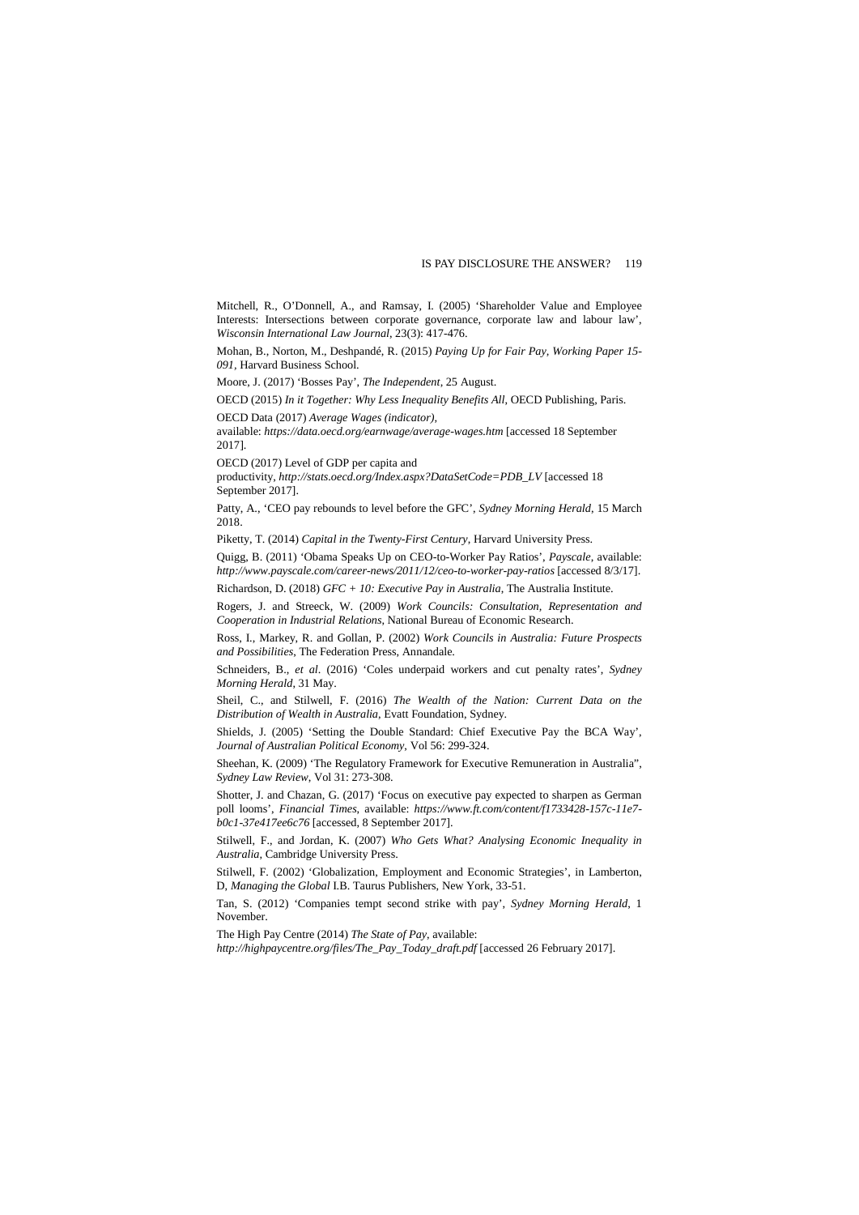Mitchell, R., O'Donnell, A., and Ramsay, I. (2005) 'Shareholder Value and Employee Interests: Intersections between corporate governance, corporate law and labour law', *Wisconsin International Law Journal*, 23(3): 417-476.

Mohan, B., Norton, M., Deshpandé, R. (2015) *Paying Up for Fair Pay, Working Paper 15-091*, Harvard Business School.

Moore, J. (2017) 'Bosses Pay', *The Independent*, 25 August.

OECD (2015) *In it Together: Why Less Inequality Benefits All*, OECD Publishing, Paris.

OECD Data (2017) *Average Wages (indicator)*, available: *https://data.oecd.org/earnwage/average-wages.htm* [accessed 18 September 2017].

OECD (2017) Level of GDP per capita and productivity, *http://stats.oecd.org/Index.aspx?DataSetCode=PDB_LV* [accessed 18 September 2017].

Patty, A., 'CEO pay rebounds to level before the GFC', *Sydney Morning Herald*, 15 March 2018.

Piketty, T. (2014) *Capital in the Twenty-First Century*, Harvard University Press.

Quigg, B. (2011) 'Obama Speaks Up on CEO-to-Worker Pay Ratios', *Payscale*, available: *http://www.payscale.com/career-news/2011/12/ceo-to-worker-pay-ratios* [accessed 8/3/17].

Richardson, D. (2018) *GFC + 10: Executive Pay in Australia*, The Australia Institute.

Rogers, J. and Streeck, W. (2009) *Work Councils: Consultation, Representation and Cooperation in Industrial Relations*, National Bureau of Economic Research.

Ross, I., Markey, R. and Gollan, P. (2002) *Work Councils in Australia: Future Prospects and Possibilities*, The Federation Press, Annandale.

Schneiders, B., *et al*. (2016) 'Coles underpaid workers and cut penalty rates', *Sydney Morning Herald*, 31 May.

Sheil, C., and Stilwell, F. (2016) *The Wealth of the Nation: Current Data on the Distribution of Wealth in Australia*, Evatt Foundation, Sydney.

Shields, J. (2005) 'Setting the Double Standard: Chief Executive Pay the BCA Way', *Journal of Australian Political Economy*, Vol 56: 299-324.

Sheehan, K. (2009) 'The Regulatory Framework for Executive Remuneration in Australia", *Sydney Law Review*, Vol 31: 273-308.

Shotter, J. and Chazan, G. (2017) 'Focus on executive pay expected to sharpen as German poll looms', *Financial Times*, available: *https://www.ft.com/content/f1733428-157c-11e7-b0c1-37e417ee6c76* [accessed, 8 September 2017].

Stilwell, F., and Jordan, K. (2007) *Who Gets What? Analysing Economic Inequality in Australia*, Cambridge University Press.

Stilwell, F. (2002) 'Globalization, Employment and Economic Strategies', in Lamberton, D, *Managing the Global* I.B. Taurus Publishers, New York, 33-51.

Tan, S. (2012) 'Companies tempt second strike with pay', *Sydney Morning Herald*, 1 November.

The High Pay Centre (2014) *The State of Pay*, available: *http://highpaycentre.org/files/The_Pay_Today_draft.pdf* [accessed 26 February 2017].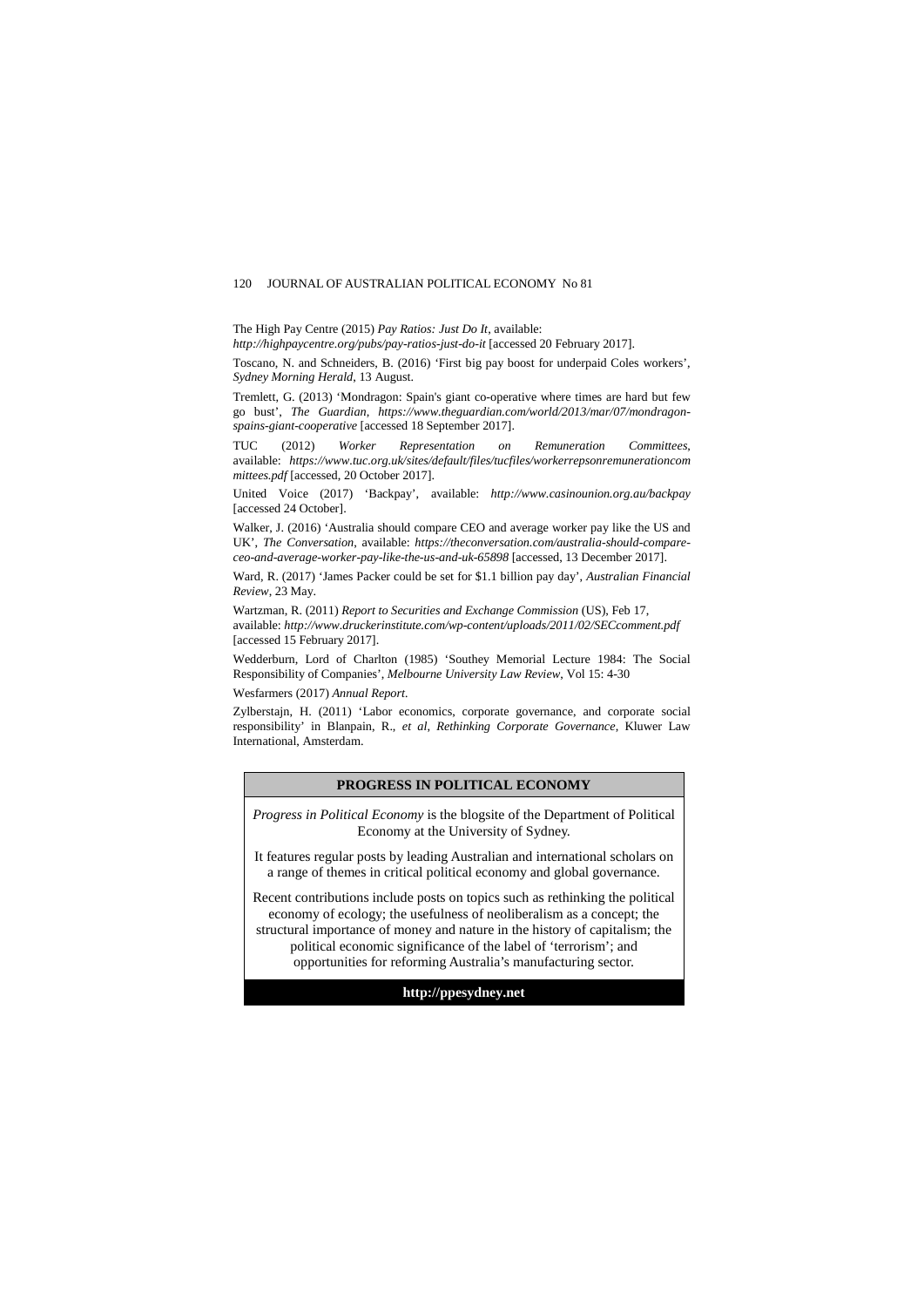The High Pay Centre (2015) *Pay Ratios: Just Do It*, available: *http://highpaycentre.org/pubs/pay-ratios-just-do-it* [accessed 20 February 2017].

Toscano, N. and Schneiders, B. (2016) 'First big pay boost for underpaid Coles workers', *Sydney Morning Herald*, 13 August.

Tremlett, G. (2013) 'Mondragon: Spain's giant co-operative where times are hard but few go bust', *The Guardian*, *https://www.theguardian.com/world/2013/mar/07/mondragon-spains-giant-cooperative* [accessed 18 September 2017].

TUC (2012) *Worker Representation on Remuneration Committees*, available: *https://www.tuc.org.uk/sites/default/files/tucfiles/workerrepsonremunerationcommittees.pdf* [accessed, 20 October 2017].

United Voice (2017) 'Backpay', available: *http://www.casinounion.org.au/backpay* [accessed 24 October].

Walker, J. (2016) 'Australia should compare CEO and average worker pay like the US and UK', *The Conversation*, available: *https://theconversation.com/australia-should-compare-ceo-and-average-worker-pay-like-the-us-and-uk-65898* [accessed, 13 December 2017].

Ward, R. (2017) 'James Packer could be set for $1.1 billion pay day', *Australian Financial Review*, 23 May.

Wartzman, R. (2011) *Report to Securities and Exchange Commission* (US), Feb 17, available: *http://www.druckerinstitute.com/wp-content/uploads/2011/02/SECcomment.pdf* [accessed 15 February 2017].

Wedderburn, Lord of Charlton (1985) 'Southey Memorial Lecture 1984: The Social Responsibility of Companies', *Melbourne University Law Review*, Vol 15: 4-30

Wesfarmers (2017) *Annual Report*.

Zylberstajn, H. (2011) 'Labor economics, corporate governance, and corporate social responsibility' in Blanpain, R., *et al*, *Rethinking Corporate Governance*, Kluwer Law International, Amsterdam.

**PROGRESS IN POLITICAL ECONOMY**

*Progress in Political Economy* is the blogsite of the Department of Political Economy at the University of Sydney.

It features regular posts by leading Australian and international scholars on a range of themes in critical political economy and global governance.

Recent contributions include posts on topics such as rethinking the political economy of ecology; the usefulness of neoliberalism as a concept; the structural importance of money and nature in the history of capitalism; the political economic significance of the label of 'terrorism'; and opportunities for reforming Australia's manufacturing sector.

**http://ppesydney.net**